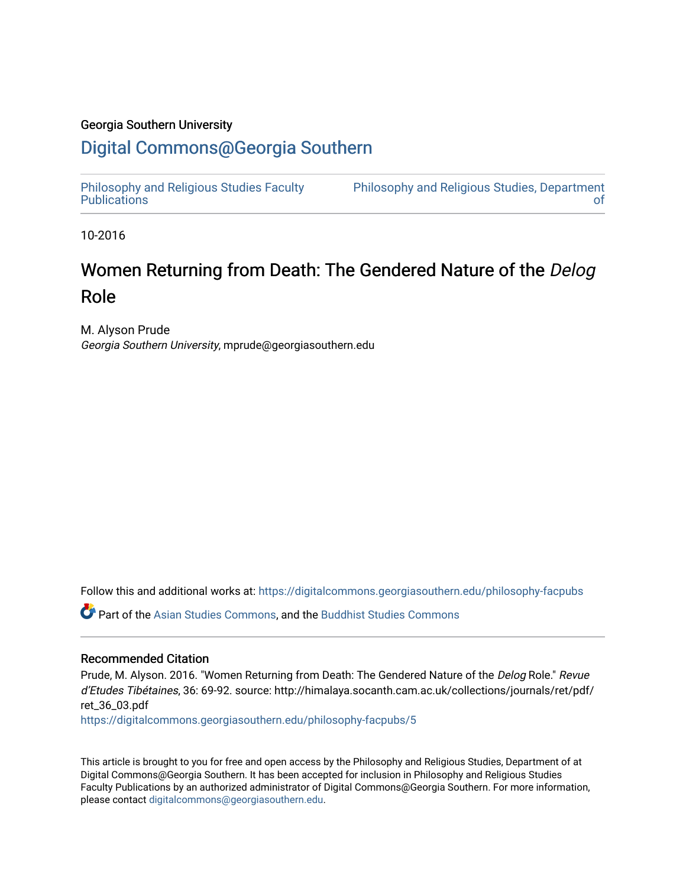Georgia Southern University

# Digital Commons@Georgia Southern

Philosophy and Religious Studies Faculty Publications

Philosophy and Religious Studies, Department of

10-2016

## Women Returning from Death: The Gendered Nature of the *Delog* Role

M. Alyson Prude
*Georgia Southern University*, mprude@georgiasouthern.edu

Follow this and additional works at: https://digitalcommons.georgiasouthern.edu/philosophy-facpubs

Part of the Asian Studies Commons, and the Buddhist Studies Commons

### Recommended Citation

Prude, M. Alyson. 2016. "Women Returning from Death: The Gendered Nature of the *Delog* Role." *Revue d'Etudes Tibétaines*, 36: 69-92. source: http://himalaya.socanth.cam.ac.uk/collections/journals/ret/pdf/ret_36_03.pdf
https://digitalcommons.georgiasouthern.edu/philosophy-facpubs/5

This article is brought to you for free and open access by the Philosophy and Religious Studies, Department of at Digital Commons@Georgia Southern. It has been accepted for inclusion in Philosophy and Religious Studies Faculty Publications by an authorized administrator of Digital Commons@Georgia Southern. For more information, please contact digitalcommons@georgiasouthern.edu.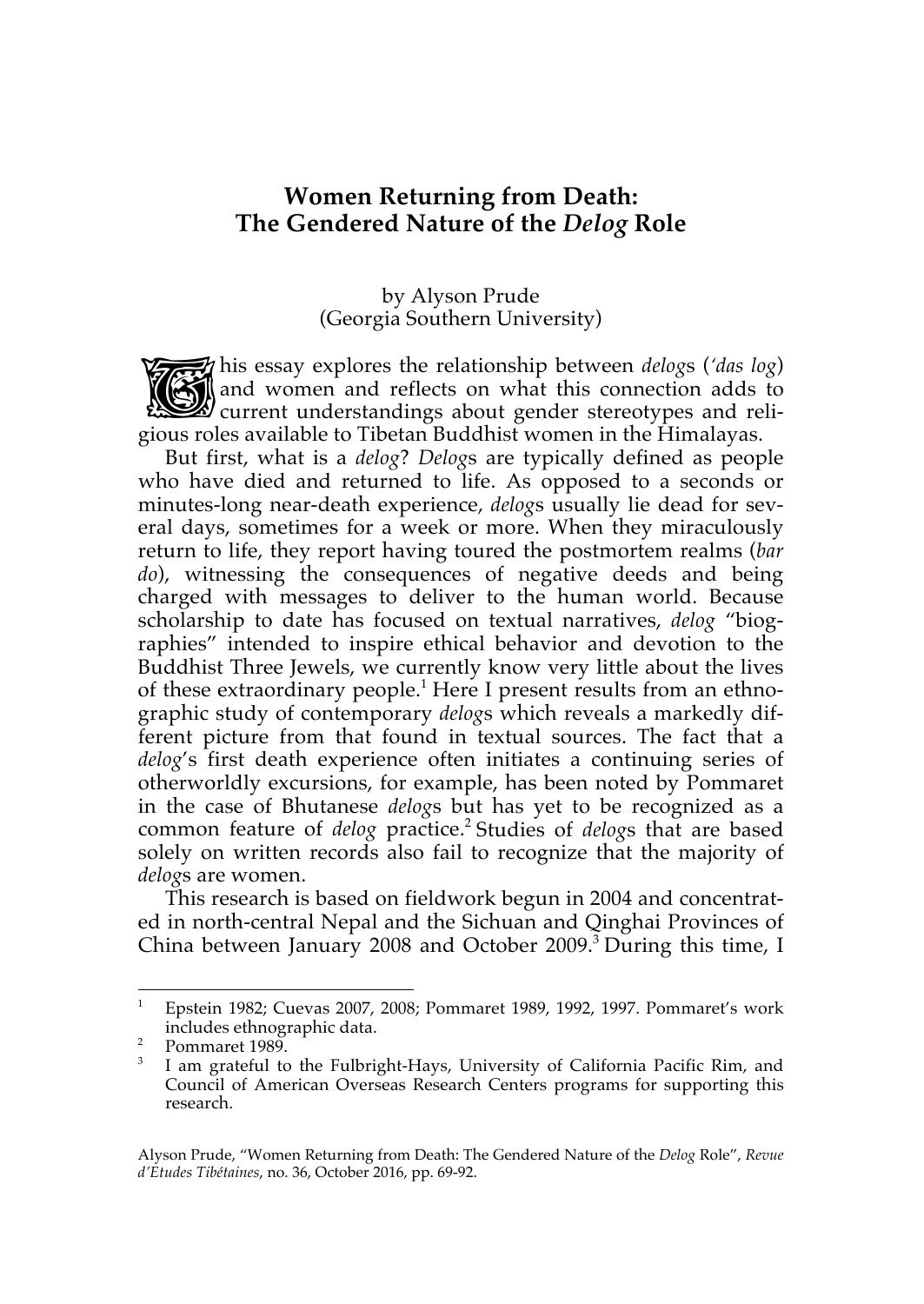# Women Returning from Death: The Gendered Nature of the *Delog* Role

by Alyson Prude
(Georgia Southern University)

This essay explores the relationship between *delog*s (*'das log*) and women and reflects on what this connection adds to current understandings about gender stereotypes and religious roles available to Tibetan Buddhist women in the Himalayas.

But first, what is a *delog*? *Delog*s are typically defined as people who have died and returned to life. As opposed to a seconds or minutes-long near-death experience, *delog*s usually lie dead for several days, sometimes for a week or more. When they miraculously return to life, they report having toured the postmortem realms (*bar do*), witnessing the consequences of negative deeds and being charged with messages to deliver to the human world. Because scholarship to date has focused on textual narratives, *delog* "biographies" intended to inspire ethical behavior and devotion to the Buddhist Three Jewels, we currently know very little about the lives of these extraordinary people.[1] Here I present results from an ethnographic study of contemporary *delog*s which reveals a markedly different picture from that found in textual sources. The fact that a *delog*'s first death experience often initiates a continuing series of otherworldly excursions, for example, has been noted by Pommaret in the case of Bhutanese *delog*s but has yet to be recognized as a common feature of *delog* practice.[2] Studies of *delog*s that are based solely on written records also fail to recognize that the majority of *delog*s are women.

This research is based on fieldwork begun in 2004 and concentrated in north-central Nepal and the Sichuan and Qinghai Provinces of China between January 2008 and October 2009.[3] During this time, I

---

[1] Epstein 1982; Cuevas 2007, 2008; Pommaret 1989, 1992, 1997. Pommaret's work includes ethnographic data.

[2] Pommaret 1989.

[3] I am grateful to the Fulbright-Hays, University of California Pacific Rim, and Council of American Overseas Research Centers programs for supporting this research.

Alyson Prude, "Women Returning from Death: The Gendered Nature of the *Delog* Role", *Revue d'Etudes Tibétaines*, no. 36, October 2016, pp. 69-92.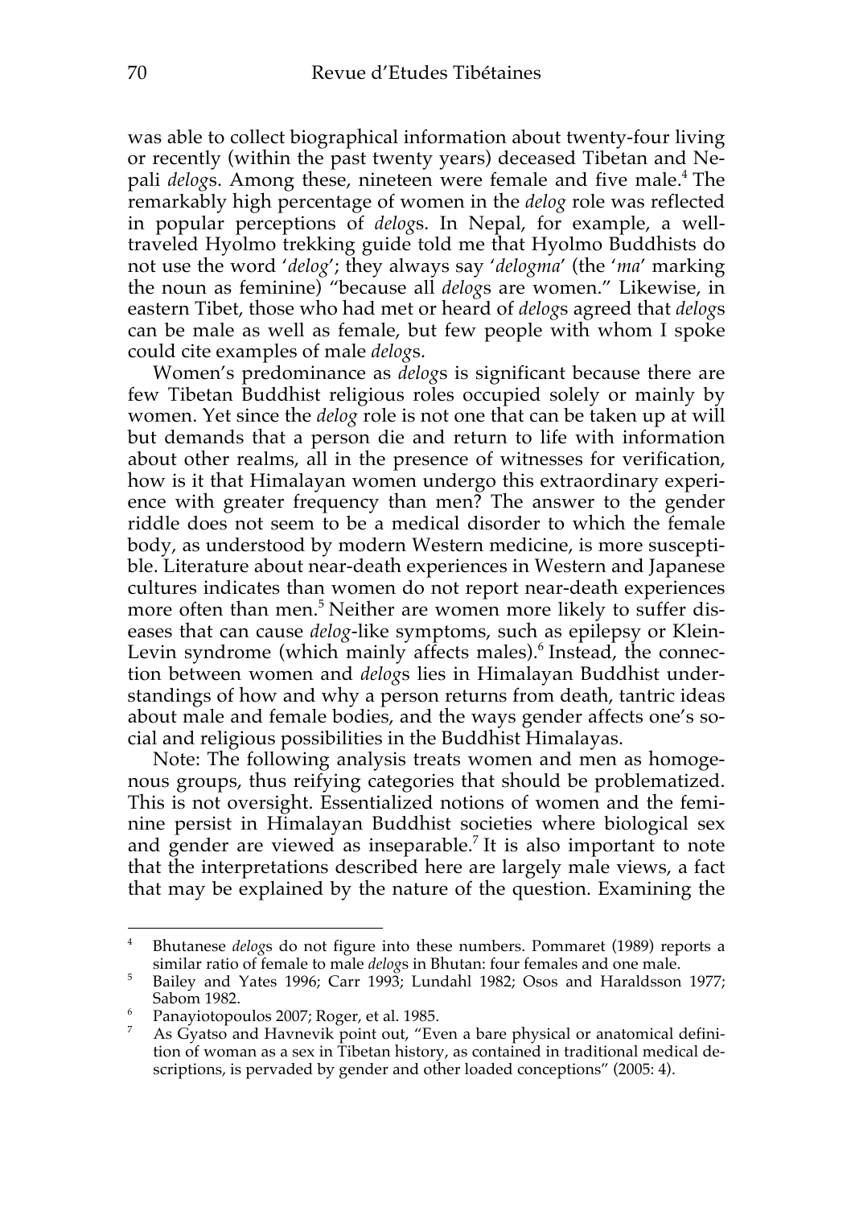was able to collect biographical information about twenty-four living or recently (within the past twenty years) deceased Tibetan and Nepali *delog*s. Among these, nineteen were female and five male.[4] The remarkably high percentage of women in the *delog* role was reflected in popular perceptions of *delog*s. In Nepal, for example, a well-traveled Hyolmo trekking guide told me that Hyolmo Buddhists do not use the word '*delog*'; they always say '*delogma*' (the '*ma*' marking the noun as feminine) "because all *delog*s are women." Likewise, in eastern Tibet, those who had met or heard of *delog*s agreed that *delog*s can be male as well as female, but few people with whom I spoke could cite examples of male *delog*s.

Women's predominance as *delog*s is significant because there are few Tibetan Buddhist religious roles occupied solely or mainly by women. Yet since the *delog* role is not one that can be taken up at will but demands that a person die and return to life with information about other realms, all in the presence of witnesses for verification, how is it that Himalayan women undergo this extraordinary experience with greater frequency than men? The answer to the gender riddle does not seem to be a medical disorder to which the female body, as understood by modern Western medicine, is more susceptible. Literature about near-death experiences in Western and Japanese cultures indicates than women do not report near-death experiences more often than men.[5] Neither are women more likely to suffer diseases that can cause *delog*-like symptoms, such as epilepsy or Klein-Levin syndrome (which mainly affects males).[6] Instead, the connection between women and *delog*s lies in Himalayan Buddhist understandings of how and why a person returns from death, tantric ideas about male and female bodies, and the ways gender affects one's social and religious possibilities in the Buddhist Himalayas.

Note: The following analysis treats women and men as homogenous groups, thus reifying categories that should be problematized. This is not oversight. Essentialized notions of women and the feminine persist in Himalayan Buddhist societies where biological sex and gender are viewed as inseparable.[7] It is also important to note that the interpretations described here are largely male views, a fact that may be explained by the nature of the question. Examining the

---

[4] Bhutanese *delog*s do not figure into these numbers. Pommaret (1989) reports a similar ratio of female to male *delog*s in Bhutan: four females and one male.

[5] Bailey and Yates 1996; Carr 1993; Lundahl 1982; Osos and Haraldsson 1977; Sabom 1982.

[6] Panayiotopoulos 2007; Roger, et al. 1985.

[7] As Gyatso and Havnevik point out, "Even a bare physical or anatomical definition of woman as a sex in Tibetan history, as contained in traditional medical descriptions, is pervaded by gender and other loaded conceptions" (2005: 4).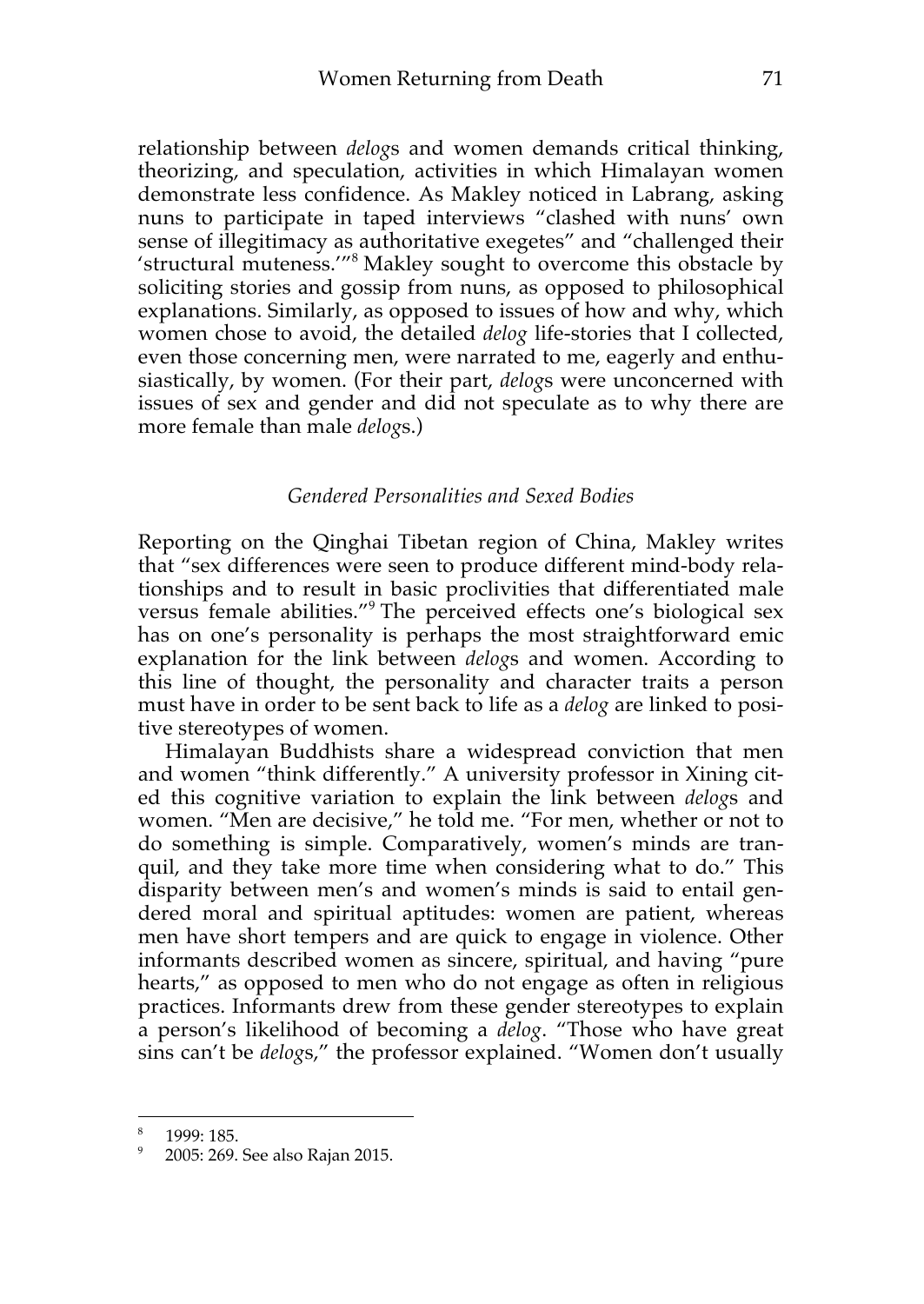relationship between *delog*s and women demands critical thinking, theorizing, and speculation, activities in which Himalayan women demonstrate less confidence. As Makley noticed in Labrang, asking nuns to participate in taped interviews "clashed with nuns' own sense of illegitimacy as authoritative exegetes" and "challenged their 'structural muteness.'"[8] Makley sought to overcome this obstacle by soliciting stories and gossip from nuns, as opposed to philosophical explanations. Similarly, as opposed to issues of how and why, which women chose to avoid, the detailed *delog* life-stories that I collected, even those concerning men, were narrated to me, eagerly and enthusiastically, by women. (For their part, *delog*s were unconcerned with issues of sex and gender and did not speculate as to why there are more female than male *delog*s.)

### *Gendered Personalities and Sexed Bodies*

Reporting on the Qinghai Tibetan region of China, Makley writes that "sex differences were seen to produce different mind-body relationships and to result in basic proclivities that differentiated male versus female abilities."[9] The perceived effects one's biological sex has on one's personality is perhaps the most straightforward emic explanation for the link between *delog*s and women. According to this line of thought, the personality and character traits a person must have in order to be sent back to life as a *delog* are linked to positive stereotypes of women.

Himalayan Buddhists share a widespread conviction that men and women "think differently." A university professor in Xining cited this cognitive variation to explain the link between *delog*s and women. "Men are decisive," he told me. "For men, whether or not to do something is simple. Comparatively, women's minds are tranquil, and they take more time when considering what to do." This disparity between men's and women's minds is said to entail gendered moral and spiritual aptitudes: women are patient, whereas men have short tempers and are quick to engage in violence. Other informants described women as sincere, spiritual, and having "pure hearts," as opposed to men who do not engage as often in religious practices. Informants drew from these gender stereotypes to explain a person's likelihood of becoming a *delog*. "Those who have great sins can't be *delog*s," the professor explained. "Women don't usually

---

[8] 1999: 185.

[9] 2005: 269. See also Rajan 2015.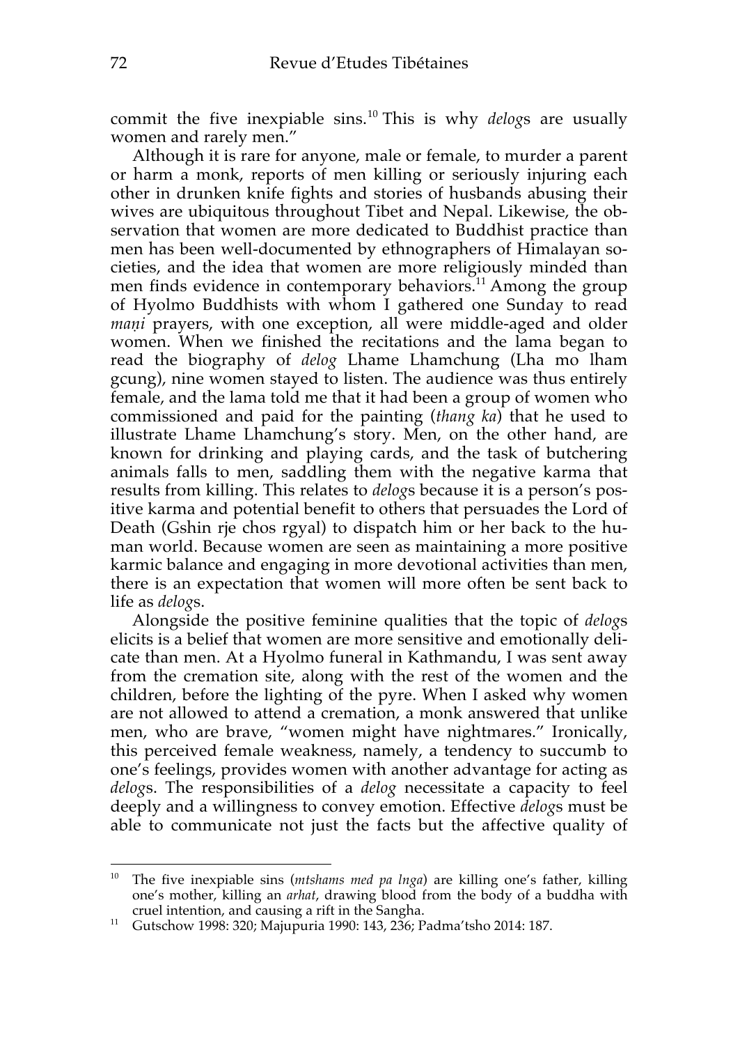commit the five inexpiable sins.[10] This is why *delog*s are usually women and rarely men."

Although it is rare for anyone, male or female, to murder a parent or harm a monk, reports of men killing or seriously injuring each other in drunken knife fights and stories of husbands abusing their wives are ubiquitous throughout Tibet and Nepal. Likewise, the observation that women are more dedicated to Buddhist practice than men has been well-documented by ethnographers of Himalayan societies, and the idea that women are more religiously minded than men finds evidence in contemporary behaviors.[11] Among the group of Hyolmo Buddhists with whom I gathered one Sunday to read *maṇi* prayers, with one exception, all were middle-aged and older women. When we finished the recitations and the lama began to read the biography of *delog* Lhame Lhamchung (Lha mo lham gcung), nine women stayed to listen. The audience was thus entirely female, and the lama told me that it had been a group of women who commissioned and paid for the painting (*thang ka*) that he used to illustrate Lhame Lhamchung's story. Men, on the other hand, are known for drinking and playing cards, and the task of butchering animals falls to men, saddling them with the negative karma that results from killing. This relates to *delog*s because it is a person's positive karma and potential benefit to others that persuades the Lord of Death (Gshin rje chos rgyal) to dispatch him or her back to the human world. Because women are seen as maintaining a more positive karmic balance and engaging in more devotional activities than men, there is an expectation that women will more often be sent back to life as *delog*s.

Alongside the positive feminine qualities that the topic of *delog*s elicits is a belief that women are more sensitive and emotionally delicate than men. At a Hyolmo funeral in Kathmandu, I was sent away from the cremation site, along with the rest of the women and the children, before the lighting of the pyre. When I asked why women are not allowed to attend a cremation, a monk answered that unlike men, who are brave, "women might have nightmares." Ironically, this perceived female weakness, namely, a tendency to succumb to one's feelings, provides women with another advantage for acting as *delog*s. The responsibilities of a *delog* necessitate a capacity to feel deeply and a willingness to convey emotion. Effective *delog*s must be able to communicate not just the facts but the affective quality of

---

[10] The five inexpiable sins (*mtshams med pa lnga*) are killing one's father, killing one's mother, killing an *arhat*, drawing blood from the body of a buddha with cruel intention, and causing a rift in the Sangha.

[11] Gutschow 1998: 320; Majupuria 1990: 143, 236; Padma'tsho 2014: 187.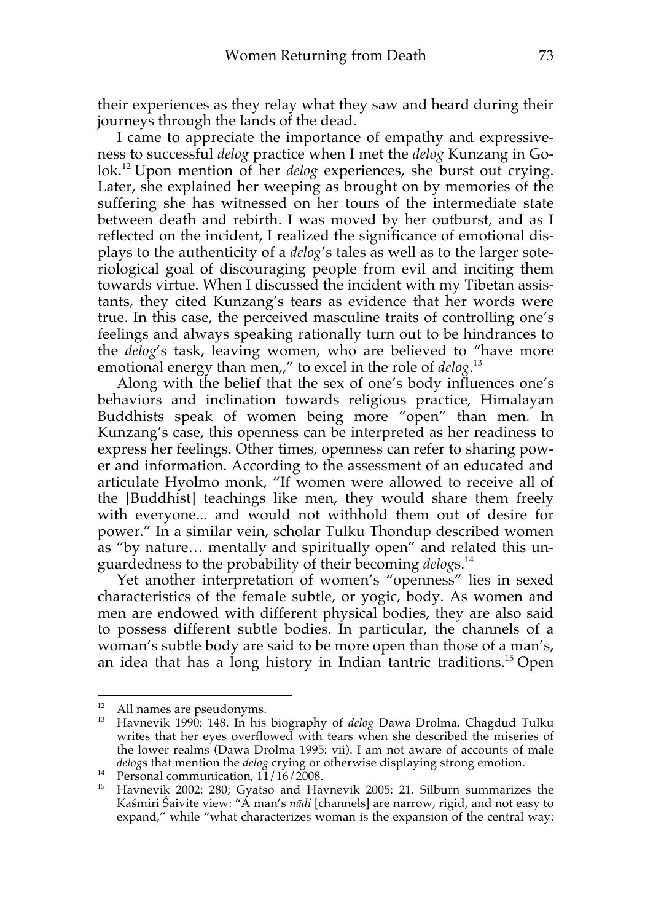their experiences as they relay what they saw and heard during their journeys through the lands of the dead.

I came to appreciate the importance of empathy and expressiveness to successful *delog* practice when I met the *delog* Kunzang in Golok.[12] Upon mention of her *delog* experiences, she burst out crying. Later, she explained her weeping as brought on by memories of the suffering she has witnessed on her tours of the intermediate state between death and rebirth. I was moved by her outburst, and as I reflected on the incident, I realized the significance of emotional displays to the authenticity of a *delog*'s tales as well as to the larger soteriological goal of discouraging people from evil and inciting them towards virtue. When I discussed the incident with my Tibetan assistants, they cited Kunzang's tears as evidence that her words were true. In this case, the perceived masculine traits of controlling one's feelings and always speaking rationally turn out to be hindrances to the *delog*'s task, leaving women, who are believed to "have more emotional energy than men,," to excel in the role of *delog*.[13]

Along with the belief that the sex of one's body influences one's behaviors and inclination towards religious practice, Himalayan Buddhists speak of women being more "open" than men. In Kunzang's case, this openness can be interpreted as her readiness to express her feelings. Other times, openness can refer to sharing power and information. According to the assessment of an educated and articulate Hyolmo monk, "If women were allowed to receive all of the [Buddhist] teachings like men, they would share them freely with everyone... and would not withhold them out of desire for power." In a similar vein, scholar Tulku Thondup described women as "by nature… mentally and spiritually open" and related this unguardedness to the probability of their becoming *delog*s.[14]

Yet another interpretation of women's "openness" lies in sexed characteristics of the female subtle, or yogic, body. As women and men are endowed with different physical bodies, they are also said to possess different subtle bodies. In particular, the channels of a woman's subtle body are said to be more open than those of a man's, an idea that has a long history in Indian tantric traditions.[15] Open

---

[12] All names are pseudonyms.

[13] Havnevik 1990: 148. In his biography of *delog* Dawa Drolma, Chagdud Tulku writes that her eyes overflowed with tears when she described the miseries of the lower realms (Dawa Drolma 1995: vii). I am not aware of accounts of male *delog*s that mention the *delog* crying or otherwise displaying strong emotion.

[14] Personal communication, 11/16/2008.

[15] Havnevik 2002: 280; Gyatso and Havnevik 2005: 21. Silburn summarizes the Kaśmiri Śaivite view: "A man's *nādi* [channels] are narrow, rigid, and not easy to expand," while "what characterizes woman is the expansion of the central way: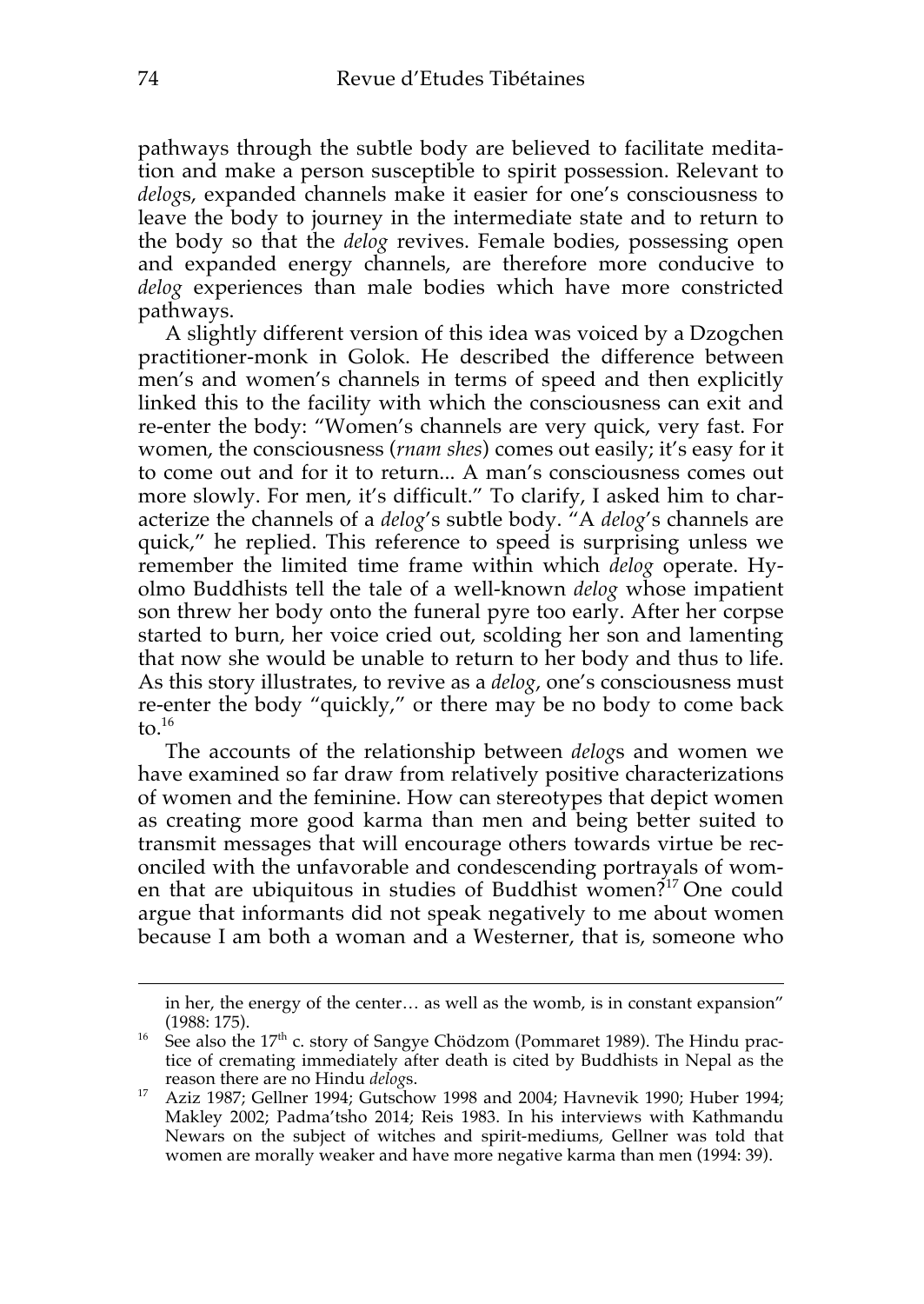pathways through the subtle body are believed to facilitate meditation and make a person susceptible to spirit possession. Relevant to *delog*s, expanded channels make it easier for one's consciousness to leave the body to journey in the intermediate state and to return to the body so that the *delog* revives. Female bodies, possessing open and expanded energy channels, are therefore more conducive to *delog* experiences than male bodies which have more constricted pathways.

A slightly different version of this idea was voiced by a Dzogchen practitioner-monk in Golok. He described the difference between men's and women's channels in terms of speed and then explicitly linked this to the facility with which the consciousness can exit and re-enter the body: "Women's channels are very quick, very fast. For women, the consciousness (*rnam shes*) comes out easily; it's easy for it to come out and for it to return... A man's consciousness comes out more slowly. For men, it's difficult." To clarify, I asked him to characterize the channels of a *delog*'s subtle body. "A *delog*'s channels are quick," he replied. This reference to speed is surprising unless we remember the limited time frame within which *delog* operate. Hyolmo Buddhists tell the tale of a well-known *delog* whose impatient son threw her body onto the funeral pyre too early. After her corpse started to burn, her voice cried out, scolding her son and lamenting that now she would be unable to return to her body and thus to life. As this story illustrates, to revive as a *delog*, one's consciousness must re-enter the body "quickly," or there may be no body to come back to.[16]

The accounts of the relationship between *delog*s and women we have examined so far draw from relatively positive characterizations of women and the feminine. How can stereotypes that depict women as creating more good karma than men and being better suited to transmit messages that will encourage others towards virtue be reconciled with the unfavorable and condescending portrayals of women that are ubiquitous in studies of Buddhist women?[17] One could argue that informants did not speak negatively to me about women because I am both a woman and a Westerner, that is, someone who

---

in her, the energy of the center… as well as the womb, is in constant expansion" (1988: 175).

[16] See also the 17th c. story of Sangye Chödzom (Pommaret 1989). The Hindu practice of cremating immediately after death is cited by Buddhists in Nepal as the reason there are no Hindu *delog*s.

[17] Aziz 1987; Gellner 1994; Gutschow 1998 and 2004; Havnevik 1990; Huber 1994; Makley 2002; Padma'tsho 2014; Reis 1983. In his interviews with Kathmandu Newars on the subject of witches and spirit-mediums, Gellner was told that women are morally weaker and have more negative karma than men (1994: 39).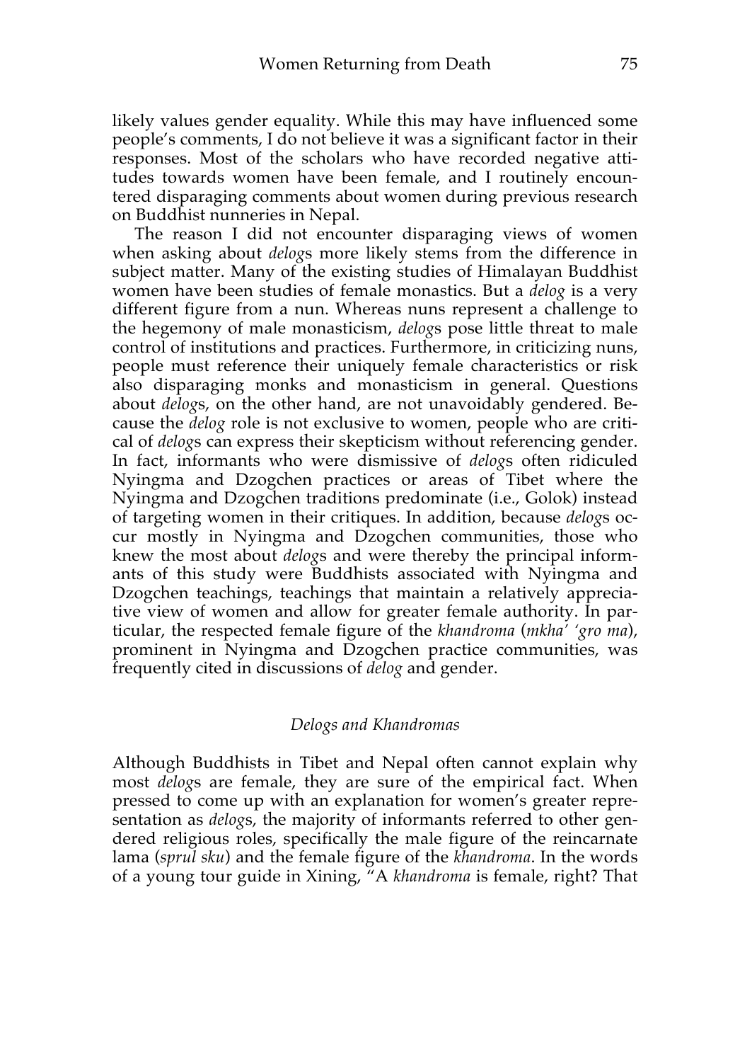likely values gender equality. While this may have influenced some people's comments, I do not believe it was a significant factor in their responses. Most of the scholars who have recorded negative attitudes towards women have been female, and I routinely encountered disparaging comments about women during previous research on Buddhist nunneries in Nepal.

The reason I did not encounter disparaging views of women when asking about *delog*s more likely stems from the difference in subject matter. Many of the existing studies of Himalayan Buddhist women have been studies of female monastics. But a *delog* is a very different figure from a nun. Whereas nuns represent a challenge to the hegemony of male monasticism, *delog*s pose little threat to male control of institutions and practices. Furthermore, in criticizing nuns, people must reference their uniquely female characteristics or risk also disparaging monks and monasticism in general. Questions about *delog*s, on the other hand, are not unavoidably gendered. Because the *delog* role is not exclusive to women, people who are critical of *delog*s can express their skepticism without referencing gender. In fact, informants who were dismissive of *delog*s often ridiculed Nyingma and Dzogchen practices or areas of Tibet where the Nyingma and Dzogchen traditions predominate (i.e., Golok) instead of targeting women in their critiques. In addition, because *delog*s occur mostly in Nyingma and Dzogchen communities, those who knew the most about *delog*s and were thereby the principal informants of this study were Buddhists associated with Nyingma and Dzogchen teachings, teachings that maintain a relatively appreciative view of women and allow for greater female authority. In particular, the respected female figure of the *khandroma* (*mkha' 'gro ma*), prominent in Nyingma and Dzogchen practice communities, was frequently cited in discussions of *delog* and gender.

## *Delogs and Khandromas*

Although Buddhists in Tibet and Nepal often cannot explain why most *delog*s are female, they are sure of the empirical fact. When pressed to come up with an explanation for women's greater representation as *delog*s, the majority of informants referred to other gendered religious roles, specifically the male figure of the reincarnate lama (*sprul sku*) and the female figure of the *khandroma*. In the words of a young tour guide in Xining, "A *khandroma* is female, right? That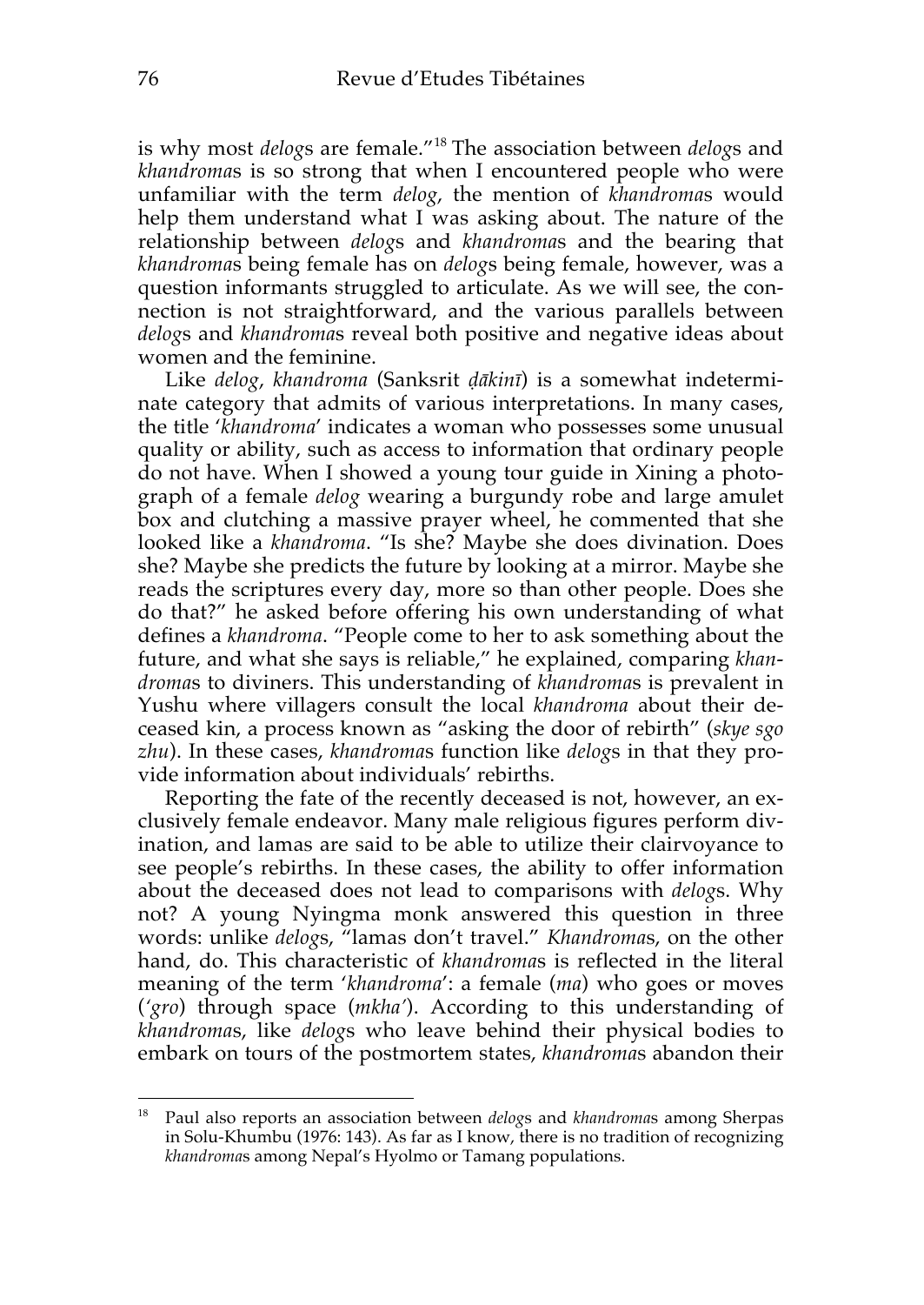is why most *delog*s are female."[18] The association between *delog*s and *khandroma*s is so strong that when I encountered people who were unfamiliar with the term *delog*, the mention of *khandroma*s would help them understand what I was asking about. The nature of the relationship between *delog*s and *khandroma*s and the bearing that *khandroma*s being female has on *delog*s being female, however, was a question informants struggled to articulate. As we will see, the connection is not straightforward, and the various parallels between *delog*s and *khandroma*s reveal both positive and negative ideas about women and the feminine.

Like *delog*, *khandroma* (Sanksrit *ḍākinī*) is a somewhat indeterminate category that admits of various interpretations. In many cases, the title '*khandroma*' indicates a woman who possesses some unusual quality or ability, such as access to information that ordinary people do not have. When I showed a young tour guide in Xining a photograph of a female *delog* wearing a burgundy robe and large amulet box and clutching a massive prayer wheel, he commented that she looked like a *khandroma*. "Is she? Maybe she does divination. Does she? Maybe she predicts the future by looking at a mirror. Maybe she reads the scriptures every day, more so than other people. Does she do that?" he asked before offering his own understanding of what defines a *khandroma*. "People come to her to ask something about the future, and what she says is reliable," he explained, comparing *khandroma*s to diviners. This understanding of *khandroma*s is prevalent in Yushu where villagers consult the local *khandroma* about their deceased kin, a process known as "asking the door of rebirth" (*skye sgo zhu*). In these cases, *khandroma*s function like *delog*s in that they provide information about individuals' rebirths.

Reporting the fate of the recently deceased is not, however, an exclusively female endeavor. Many male religious figures perform divination, and lamas are said to be able to utilize their clairvoyance to see people's rebirths. In these cases, the ability to offer information about the deceased does not lead to comparisons with *delog*s. Why not? A young Nyingma monk answered this question in three words: unlike *delog*s, "lamas don't travel." *Khandroma*s, on the other hand, do. This characteristic of *khandroma*s is reflected in the literal meaning of the term '*khandroma*': a female (*ma*) who goes or moves (*'gro*) through space (*mkha'*). According to this understanding of *khandroma*s, like *delog*s who leave behind their physical bodies to embark on tours of the postmortem states, *khandroma*s abandon their

---

[18] Paul also reports an association between *delog*s and *khandroma*s among Sherpas in Solu-Khumbu (1976: 143). As far as I know, there is no tradition of recognizing *khandroma*s among Nepal's Hyolmo or Tamang populations.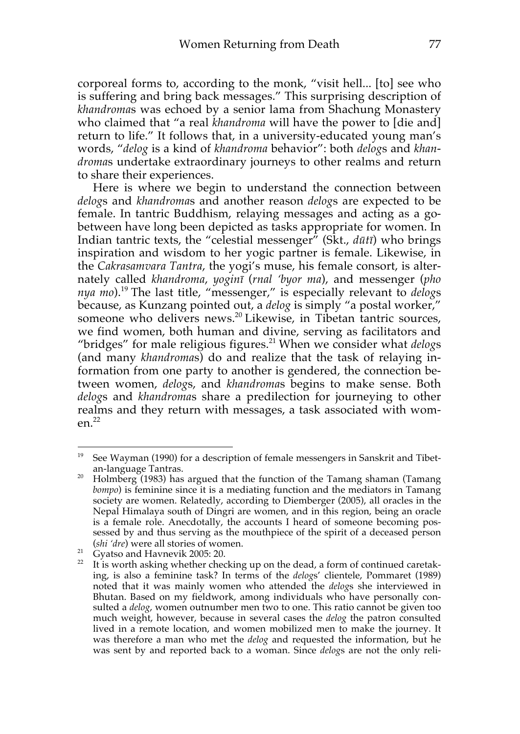corporeal forms to, according to the monk, "visit hell... [to] see who is suffering and bring back messages." This surprising description of *khandroma*s was echoed by a senior lama from Shachung Monastery who claimed that "a real *khandroma* will have the power to [die and] return to life." It follows that, in a university-educated young man's words, "*delog* is a kind of *khandroma* behavior": both *delog*s and *khandroma*s undertake extraordinary journeys to other realms and return to share their experiences.

Here is where we begin to understand the connection between *delog*s and *khandroma*s and another reason *delog*s are expected to be female. In tantric Buddhism, relaying messages and acting as a go-between have long been depicted as tasks appropriate for women. In Indian tantric texts, the "celestial messenger" (Skt., *dūtī*) who brings inspiration and wisdom to her yogic partner is female. Likewise, in the *Cakrasamvara Tantra*, the yogi's muse, his female consort, is alternately called *khandroma*, *yoginī* (*rnal 'byor ma*), and messenger (*pho nya mo*).[19] The last title, "messenger," is especially relevant to *delog*s because, as Kunzang pointed out, a *delog* is simply "a postal worker," someone who delivers news.[20] Likewise, in Tibetan tantric sources, we find women, both human and divine, serving as facilitators and "bridges" for male religious figures.[21] When we consider what *delog*s (and many *khandroma*s) do and realize that the task of relaying information from one party to another is gendered, the connection between women, *delog*s, and *khandroma*s begins to make sense. Both *delog*s and *khandroma*s share a predilection for journeying to other realms and they return with messages, a task associated with women.[22]

---

[19] See Wayman (1990) for a description of female messengers in Sanskrit and Tibetan-language Tantras.

[20] Holmberg (1983) has argued that the function of the Tamang shaman (Tamang *bompo*) is feminine since it is a mediating function and the mediators in Tamang society are women. Relatedly, according to Diemberger (2005), all oracles in the Nepal Himalaya south of Dingri are women, and in this region, being an oracle is a female role. Anecdotally, the accounts I heard of someone becoming possessed by and thus serving as the mouthpiece of the spirit of a deceased person (*shi 'dre*) were all stories of women.

[21] Gyatso and Havnevik 2005: 20.

[22] It is worth asking whether checking up on the dead, a form of continued caretaking, is also a feminine task? In terms of the *delog*s' clientele, Pommaret (1989) noted that it was mainly women who attended the *delog*s she interviewed in Bhutan. Based on my fieldwork, among individuals who have personally consulted a *delog*, women outnumber men two to one. This ratio cannot be given too much weight, however, because in several cases the *delog* the patron consulted lived in a remote location, and women mobilized men to make the journey. It was therefore a man who met the *delog* and requested the information, but he was sent by and reported back to a woman. Since *delog*s are not the only reli-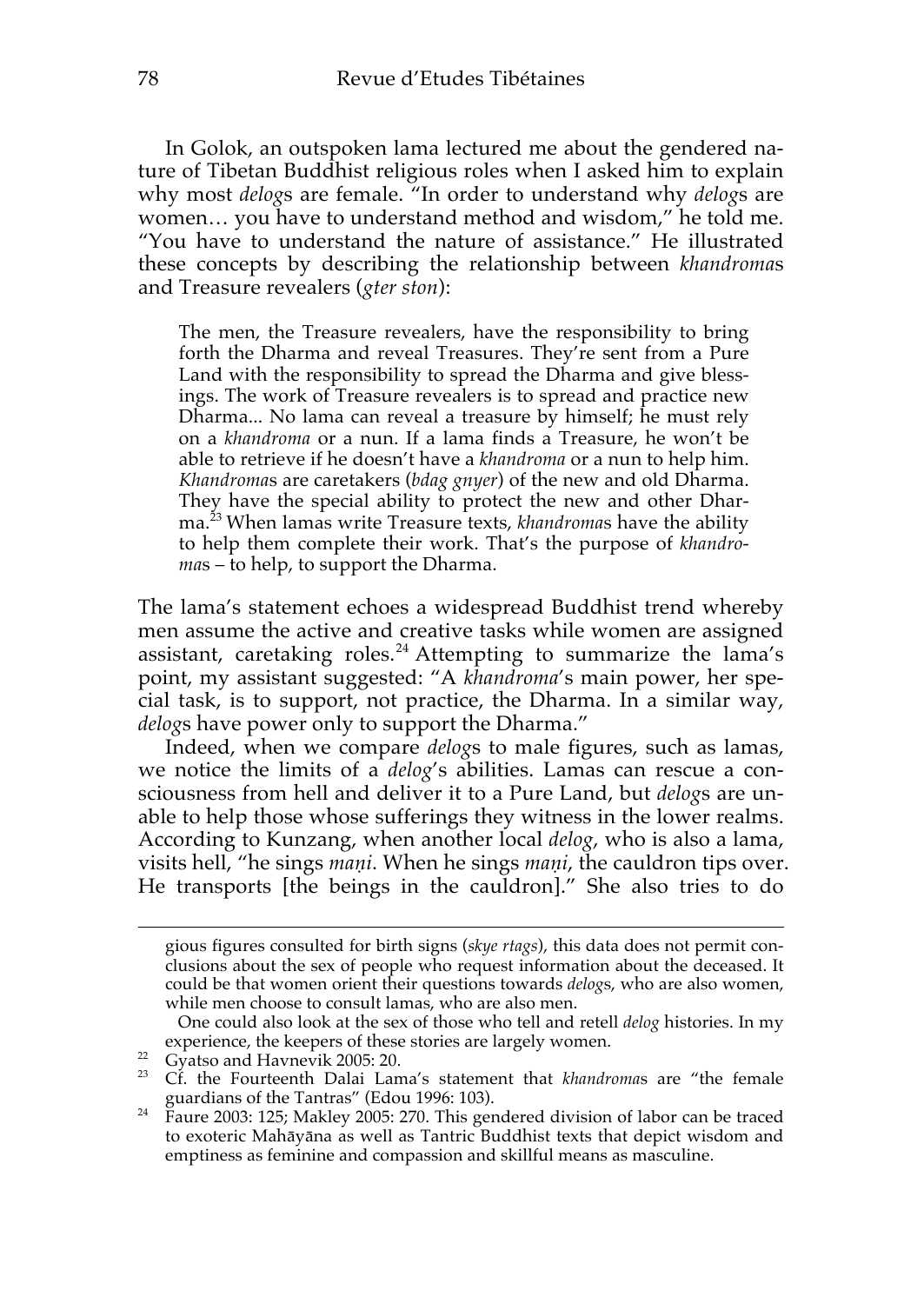In Golok, an outspoken lama lectured me about the gendered nature of Tibetan Buddhist religious roles when I asked him to explain why most *delog*s are female. "In order to understand why *delog*s are women… you have to understand method and wisdom," he told me. "You have to understand the nature of assistance." He illustrated these concepts by describing the relationship between *khandroma*s and Treasure revealers (*gter ston*):

> The men, the Treasure revealers, have the responsibility to bring forth the Dharma and reveal Treasures. They're sent from a Pure Land with the responsibility to spread the Dharma and give blessings. The work of Treasure revealers is to spread and practice new Dharma... No lama can reveal a treasure by himself; he must rely on a *khandroma* or a nun. If a lama finds a Treasure, he won't be able to retrieve if he doesn't have a *khandroma* or a nun to help him. *Khandroma*s are caretakers (*bdag gnyer*) of the new and old Dharma. They have the special ability to protect the new and other Dharma.[23] When lamas write Treasure texts, *khandroma*s have the ability to help them complete their work. That's the purpose of *khandroma*s – to help, to support the Dharma.

The lama's statement echoes a widespread Buddhist trend whereby men assume the active and creative tasks while women are assigned assistant, caretaking roles.[24] Attempting to summarize the lama's point, my assistant suggested: "A *khandroma*'s main power, her special task, is to support, not practice, the Dharma. In a similar way, *delog*s have power only to support the Dharma."

Indeed, when we compare *delog*s to male figures, such as lamas, we notice the limits of a *delog*'s abilities. Lamas can rescue a consciousness from hell and deliver it to a Pure Land, but *delog*s are unable to help those whose sufferings they witness in the lower realms. According to Kunzang, when another local *delog*, who is also a lama, visits hell, "he sings *maṇi*. When he sings *maṇi*, the cauldron tips over. He transports [the beings in the cauldron]." She also tries to do

---

gious figures consulted for birth signs (*skye rtags*), this data does not permit conclusions about the sex of people who request information about the deceased. It could be that women orient their questions towards *delog*s, who are also women, while men choose to consult lamas, who are also men.

One could also look at the sex of those who tell and retell *delog* histories. In my experience, the keepers of these stories are largely women.

[22] Gyatso and Havnevik 2005: 20.

[23] Cf. the Fourteenth Dalai Lama's statement that *khandroma*s are "the female guardians of the Tantras" (Edou 1996: 103).

[24] Faure 2003: 125; Makley 2005: 270. This gendered division of labor can be traced to exoteric Mahāyāna as well as Tantric Buddhist texts that depict wisdom and emptiness as feminine and compassion and skillful means as masculine.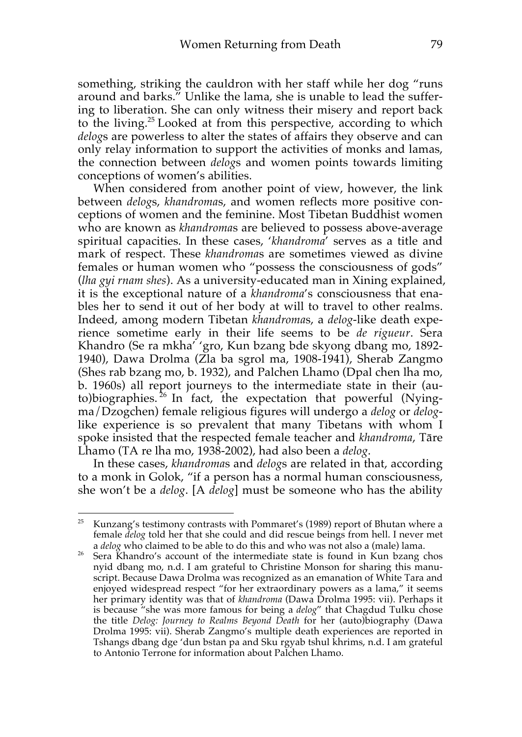something, striking the cauldron with her staff while her dog "runs around and barks." Unlike the lama, she is unable to lead the suffering to liberation. She can only witness their misery and report back to the living.[25] Looked at from this perspective, according to which *delog*s are powerless to alter the states of affairs they observe and can only relay information to support the activities of monks and lamas, the connection between *delog*s and women points towards limiting conceptions of women's abilities.

When considered from another point of view, however, the link between *delog*s, *khandroma*s, and women reflects more positive conceptions of women and the feminine. Most Tibetan Buddhist women who are known as *khandroma*s are believed to possess above-average spiritual capacities. In these cases, '*khandroma*' serves as a title and mark of respect. These *khandroma*s are sometimes viewed as divine females or human women who "possess the consciousness of gods" (*lha gyi rnam shes*). As a university-educated man in Xining explained, it is the exceptional nature of a *khandroma*'s consciousness that enables her to send it out of her body at will to travel to other realms. Indeed, among modern Tibetan *khandroma*s, a *delog*-like death experience sometime early in their life seems to be *de rigueur*. Sera Khandro (Se ra mkha' 'gro, Kun bzang bde skyong dbang mo, 1892-1940), Dawa Drolma (Zla ba sgrol ma, 1908-1941), Sherab Zangmo (Shes rab bzang mo, b. 1932), and Palchen Lhamo (Dpal chen lha mo, b. 1960s) all report journeys to the intermediate state in their (auto)biographies.[26] In fact, the expectation that powerful (Nyingma/Dzogchen) female religious figures will undergo a *delog* or *delog*-like experience is so prevalent that many Tibetans with whom I spoke insisted that the respected female teacher and *khandroma*, Tāre Lhamo (TA re lha mo, 1938-2002), had also been a *delog*.

In these cases, *khandroma*s and *delog*s are related in that, according to a monk in Golok, "if a person has a normal human consciousness, she won't be a *delog*. [A *delog*] must be someone who has the ability

---

[25] Kunzang's testimony contrasts with Pommaret's (1989) report of Bhutan where a female *delog* told her that she could and did rescue beings from hell. I never met a *delog* who claimed to be able to do this and who was not also a (male) lama.

[26] Sera Khandro's account of the intermediate state is found in Kun bzang chos nyid dbang mo, n.d. I am grateful to Christine Monson for sharing this manuscript. Because Dawa Drolma was recognized as an emanation of White Tara and enjoyed widespread respect "for her extraordinary powers as a lama," it seems her primary identity was that of *khandroma* (Dawa Drolma 1995: vii). Perhaps it is because "she was more famous for being a *delog*" that Chagdud Tulku chose the title *Delog: Journey to Realms Beyond Death* for her (auto)biography (Dawa Drolma 1995: vii). Sherab Zangmo's multiple death experiences are reported in Tshangs dbang dge 'dun bstan pa and Sku rgyab tshul khrims, n.d. I am grateful to Antonio Terrone for information about Palchen Lhamo.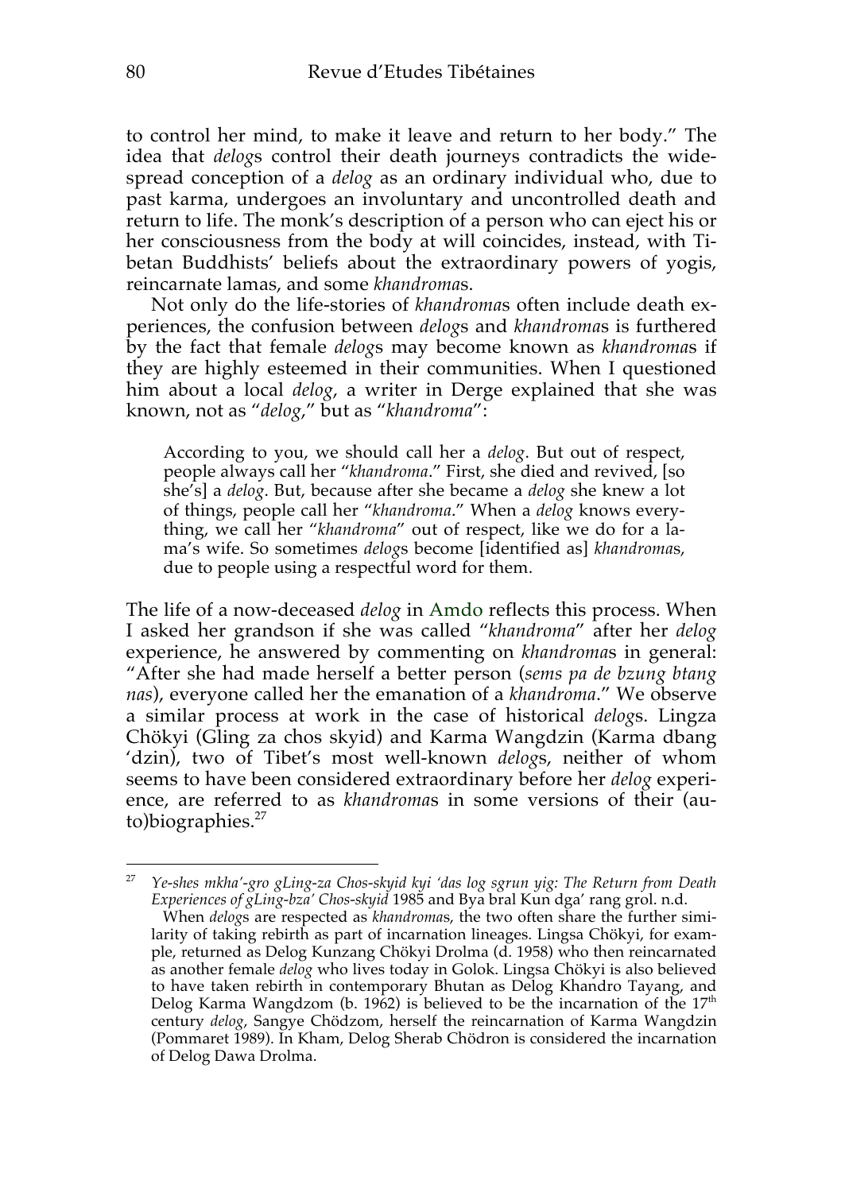to control her mind, to make it leave and return to her body." The idea that *delog*s control their death journeys contradicts the widespread conception of a *delog* as an ordinary individual who, due to past karma, undergoes an involuntary and uncontrolled death and return to life. The monk's description of a person who can eject his or her consciousness from the body at will coincides, instead, with Tibetan Buddhists' beliefs about the extraordinary powers of yogis, reincarnate lamas, and some *khandroma*s.

Not only do the life-stories of *khandroma*s often include death experiences, the confusion between *delog*s and *khandroma*s is furthered by the fact that female *delog*s may become known as *khandroma*s if they are highly esteemed in their communities. When I questioned him about a local *delog*, a writer in Derge explained that she was known, not as "*delog*," but as "*khandroma*":

> According to you, we should call her a *delog*. But out of respect, people always call her "*khandroma*." First, she died and revived, [so she's] a *delog*. But, because after she became a *delog* she knew a lot of things, people call her "*khandroma*." When a *delog* knows everything, we call her "*khandroma*" out of respect, like we do for a lama's wife. So sometimes *delog*s become [identified as] *khandroma*s, due to people using a respectful word for them.

The life of a now-deceased *delog* in Amdo reflects this process. When I asked her grandson if she was called "*khandroma*" after her *delog* experience, he answered by commenting on *khandroma*s in general: "After she had made herself a better person (*sems pa de bzung btang nas*), everyone called her the emanation of a *khandroma*." We observe a similar process at work in the case of historical *delog*s. Lingza Chökyi (Gling za chos skyid) and Karma Wangdzin (Karma dbang 'dzin), two of Tibet's most well-known *delog*s, neither of whom seems to have been considered extraordinary before her *delog* experience, are referred to as *khandroma*s in some versions of their (auto)biographies.[27]

---

[27] *Ye-shes mkha'-gro gLing-za Chos-skyid kyi 'das log sgrun yig: The Return from Death Experiences of gLing-bza' Chos-skyid* 1985 and Bya bral Kun dga' rang grol. n.d.

When *delog*s are respected as *khandroma*s, the two often share the further similarity of taking rebirth as part of incarnation lineages. Lingsa Chökyi, for example, returned as Delog Kunzang Chökyi Drolma (d. 1958) who then reincarnated as another female *delog* who lives today in Golok. Lingsa Chökyi is also believed to have taken rebirth in contemporary Bhutan as Delog Khandro Tayang, and Delog Karma Wangdzom (b. 1962) is believed to be the incarnation of the 17th century *delog*, Sangye Chödzom, herself the reincarnation of Karma Wangdzin (Pommaret 1989). In Kham, Delog Sherab Chödron is considered the incarnation of Delog Dawa Drolma.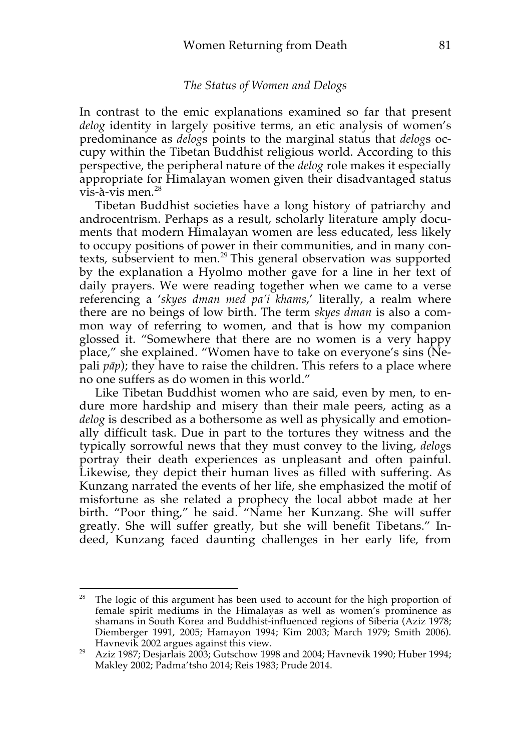*The Status of Women and Delogs*

In contrast to the emic explanations examined so far that present *delog* identity in largely positive terms, an etic analysis of women's predominance as *delog*s points to the marginal status that *delog*s occupy within the Tibetan Buddhist religious world. According to this perspective, the peripheral nature of the *delog* role makes it especially appropriate for Himalayan women given their disadvantaged status vis-à-vis men.[28]

Tibetan Buddhist societies have a long history of patriarchy and androcentrism. Perhaps as a result, scholarly literature amply documents that modern Himalayan women are less educated, less likely to occupy positions of power in their communities, and in many contexts, subservient to men.[29] This general observation was supported by the explanation a Hyolmo mother gave for a line in her text of daily prayers. We were reading together when we came to a verse referencing a '*skyes dman med pa'i khams*,' literally, a realm where there are no beings of low birth. The term *skyes dman* is also a common way of referring to women, and that is how my companion glossed it. "Somewhere that there are no women is a very happy place," she explained. "Women have to take on everyone's sins (Nepali *pāp*); they have to raise the children. This refers to a place where no one suffers as do women in this world."

Like Tibetan Buddhist women who are said, even by men, to endure more hardship and misery than their male peers, acting as a *delog* is described as a bothersome as well as physically and emotionally difficult task. Due in part to the tortures they witness and the typically sorrowful news that they must convey to the living, *delog*s portray their death experiences as unpleasant and often painful. Likewise, they depict their human lives as filled with suffering. As Kunzang narrated the events of her life, she emphasized the motif of misfortune as she related a prophecy the local abbot made at her birth. "Poor thing," he said. "Name her Kunzang. She will suffer greatly. She will suffer greatly, but she will benefit Tibetans." Indeed, Kunzang faced daunting challenges in her early life, from

---

[28] The logic of this argument has been used to account for the high proportion of female spirit mediums in the Himalayas as well as women's prominence as shamans in South Korea and Buddhist-influenced regions of Siberia (Aziz 1978; Diemberger 1991, 2005; Hamayon 1994; Kim 2003; March 1979; Smith 2006). Havnevik 2002 argues against this view.

[29] Aziz 1987; Desjarlais 2003; Gutschow 1998 and 2004; Havnevik 1990; Huber 1994; Makley 2002; Padma'tsho 2014; Reis 1983; Prude 2014.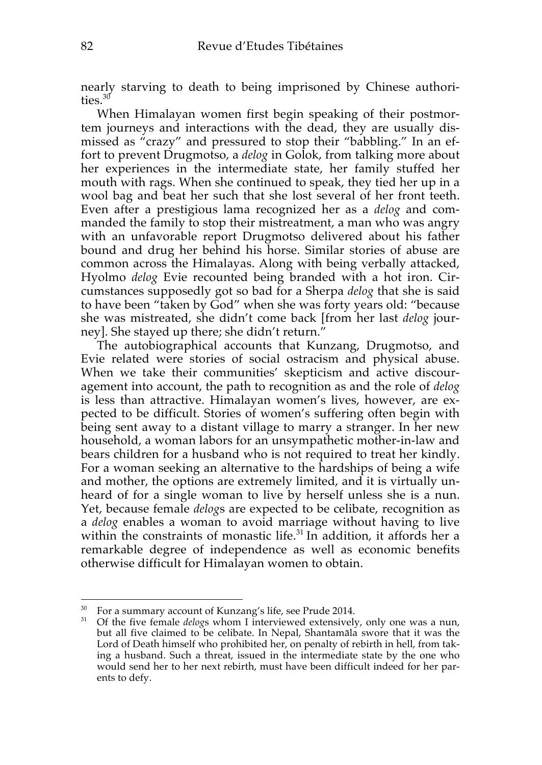nearly starving to death to being imprisoned by Chinese authorities.[30]

When Himalayan women first begin speaking of their postmortem journeys and interactions with the dead, they are usually dismissed as "crazy" and pressured to stop their "babbling." In an effort to prevent Drugmotso, a *delog* in Golok, from talking more about her experiences in the intermediate state, her family stuffed her mouth with rags. When she continued to speak, they tied her up in a wool bag and beat her such that she lost several of her front teeth. Even after a prestigious lama recognized her as a *delog* and commanded the family to stop their mistreatment, a man who was angry with an unfavorable report Drugmotso delivered about his father bound and drug her behind his horse. Similar stories of abuse are common across the Himalayas. Along with being verbally attacked, Hyolmo *delog* Evie recounted being branded with a hot iron. Circumstances supposedly got so bad for a Sherpa *delog* that she is said to have been "taken by God" when she was forty years old: "because she was mistreated, she didn't come back [from her last *delog* journey]. She stayed up there; she didn't return."

The autobiographical accounts that Kunzang, Drugmotso, and Evie related were stories of social ostracism and physical abuse. When we take their communities' skepticism and active discouragement into account, the path to recognition as and the role of *delog* is less than attractive. Himalayan women's lives, however, are expected to be difficult. Stories of women's suffering often begin with being sent away to a distant village to marry a stranger. In her new household, a woman labors for an unsympathetic mother-in-law and bears children for a husband who is not required to treat her kindly. For a woman seeking an alternative to the hardships of being a wife and mother, the options are extremely limited, and it is virtually unheard of for a single woman to live by herself unless she is a nun. Yet, because female *delog*s are expected to be celibate, recognition as a *delog* enables a woman to avoid marriage without having to live within the constraints of monastic life.[31] In addition, it affords her a remarkable degree of independence as well as economic benefits otherwise difficult for Himalayan women to obtain.

---

[30] For a summary account of Kunzang's life, see Prude 2014.

[31] Of the five female *delog*s whom I interviewed extensively, only one was a nun, but all five claimed to be celibate. In Nepal, Shantamāla swore that it was the Lord of Death himself who prohibited her, on penalty of rebirth in hell, from taking a husband. Such a threat, issued in the intermediate state by the one who would send her to her next rebirth, must have been difficult indeed for her parents to defy.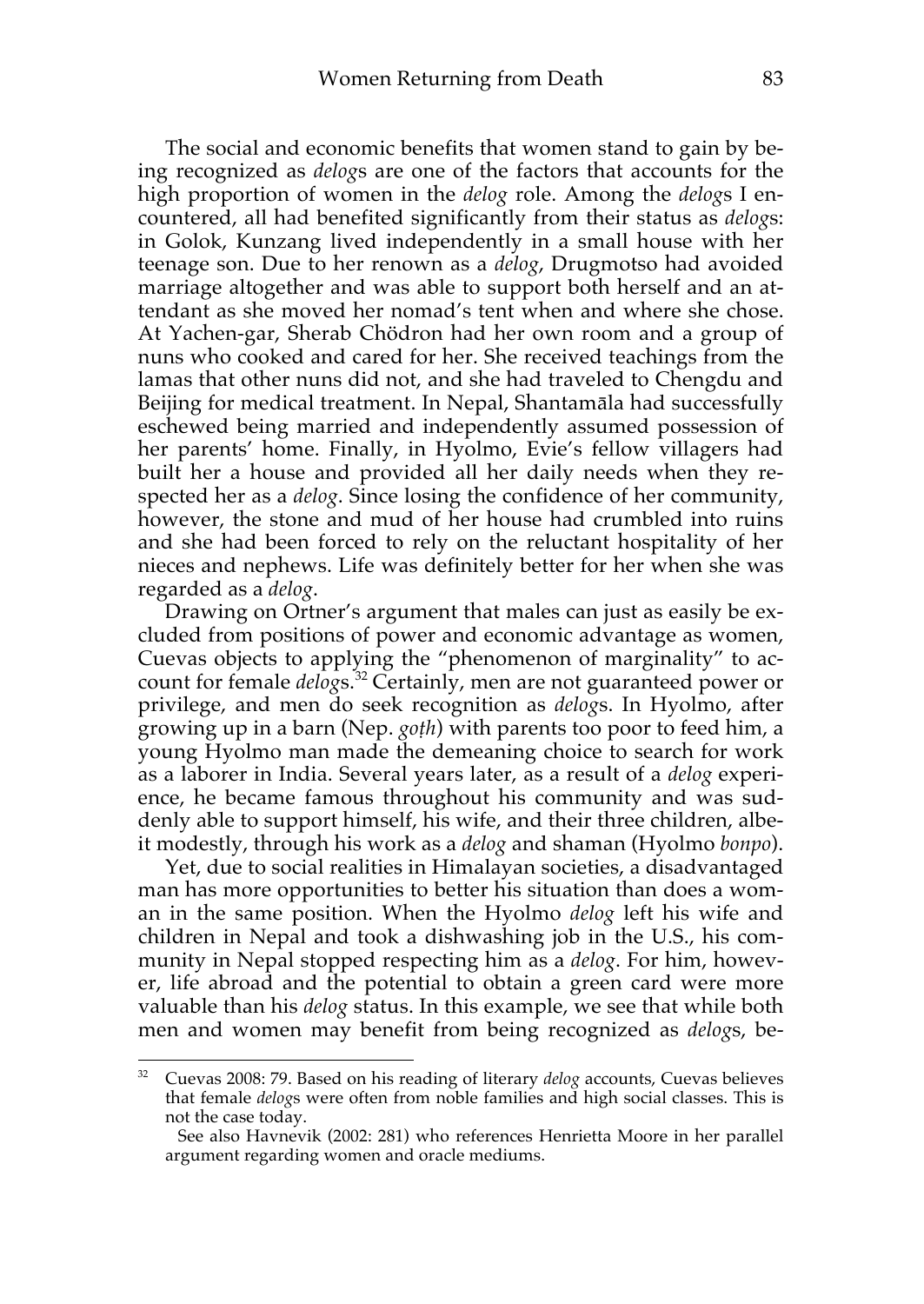The social and economic benefits that women stand to gain by being recognized as *delog*s are one of the factors that accounts for the high proportion of women in the *delog* role. Among the *delog*s I encountered, all had benefited significantly from their status as *delog*s: in Golok, Kunzang lived independently in a small house with her teenage son. Due to her renown as a *delog*, Drugmotso had avoided marriage altogether and was able to support both herself and an attendant as she moved her nomad's tent when and where she chose. At Yachen-gar, Sherab Chödron had her own room and a group of nuns who cooked and cared for her. She received teachings from the lamas that other nuns did not, and she had traveled to Chengdu and Beijing for medical treatment. In Nepal, Shantamāla had successfully eschewed being married and independently assumed possession of her parents' home. Finally, in Hyolmo, Evie's fellow villagers had built her a house and provided all her daily needs when they respected her as a *delog*. Since losing the confidence of her community, however, the stone and mud of her house had crumbled into ruins and she had been forced to rely on the reluctant hospitality of her nieces and nephews. Life was definitely better for her when she was regarded as a *delog*.

Drawing on Ortner's argument that males can just as easily be excluded from positions of power and economic advantage as women, Cuevas objects to applying the "phenomenon of marginality" to account for female *delog*s.[32] Certainly, men are not guaranteed power or privilege, and men do seek recognition as *delog*s. In Hyolmo, after growing up in a barn (Nep. *goṭh*) with parents too poor to feed him, a young Hyolmo man made the demeaning choice to search for work as a laborer in India. Several years later, as a result of a *delog* experience, he became famous throughout his community and was suddenly able to support himself, his wife, and their three children, albeit modestly, through his work as a *delog* and shaman (Hyolmo *bonpo*).

Yet, due to social realities in Himalayan societies, a disadvantaged man has more opportunities to better his situation than does a woman in the same position. When the Hyolmo *delog* left his wife and children in Nepal and took a dishwashing job in the U.S., his community in Nepal stopped respecting him as a *delog*. For him, however, life abroad and the potential to obtain a green card were more valuable than his *delog* status. In this example, we see that while both men and women may benefit from being recognized as *delog*s, be-

---

[32] Cuevas 2008: 79. Based on his reading of literary *delog* accounts, Cuevas believes that female *delog*s were often from noble families and high social classes. This is not the case today.

See also Havnevik (2002: 281) who references Henrietta Moore in her parallel argument regarding women and oracle mediums.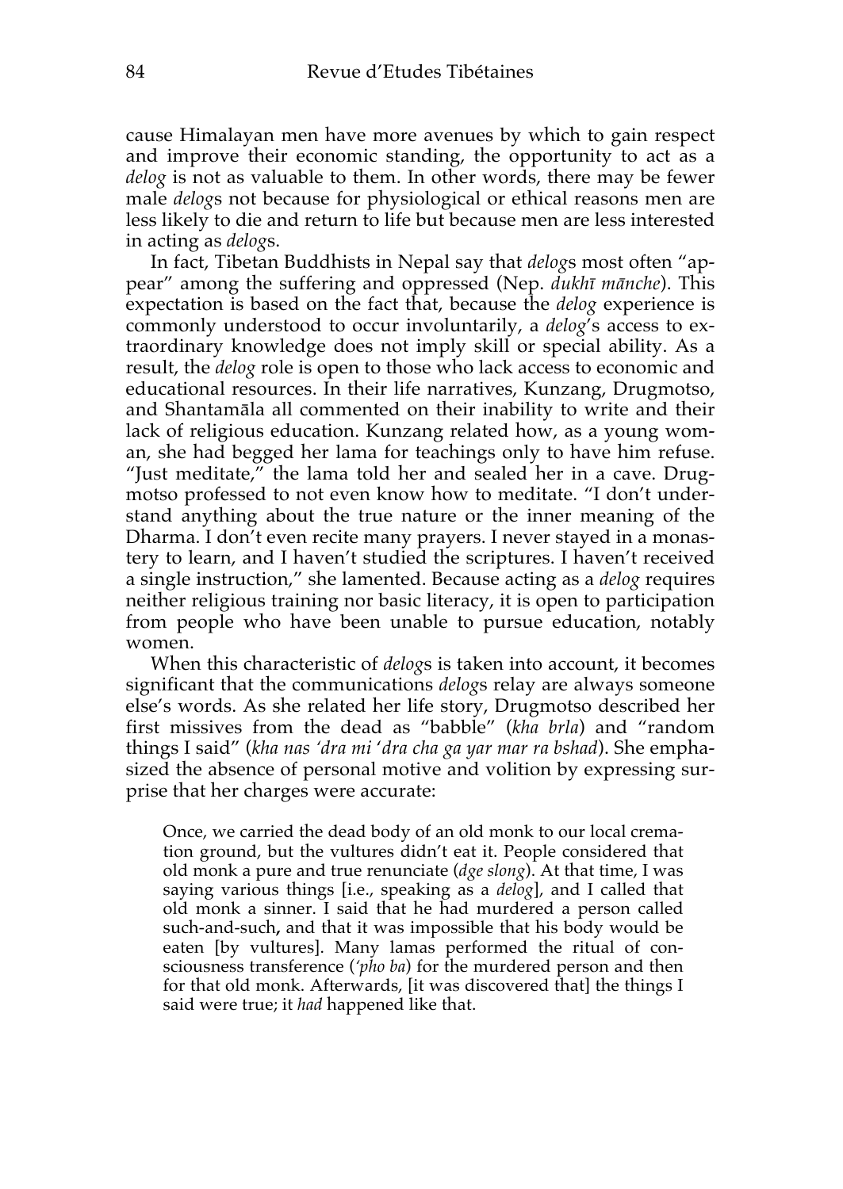cause Himalayan men have more avenues by which to gain respect and improve their economic standing, the opportunity to act as a *delog* is not as valuable to them. In other words, there may be fewer male *delog*s not because for physiological or ethical reasons men are less likely to die and return to life but because men are less interested in acting as *delog*s.

In fact, Tibetan Buddhists in Nepal say that *delog*s most often "appear" among the suffering and oppressed (Nep. *dukhī mānche*). This expectation is based on the fact that, because the *delog* experience is commonly understood to occur involuntarily, a *delog*'s access to extraordinary knowledge does not imply skill or special ability. As a result, the *delog* role is open to those who lack access to economic and educational resources. In their life narratives, Kunzang, Drugmotso, and Shantamāla all commented on their inability to write and their lack of religious education. Kunzang related how, as a young woman, she had begged her lama for teachings only to have him refuse. "Just meditate," the lama told her and sealed her in a cave. Drugmotso professed to not even know how to meditate. "I don't understand anything about the true nature or the inner meaning of the Dharma. I don't even recite many prayers. I never stayed in a monastery to learn, and I haven't studied the scriptures. I haven't received a single instruction," she lamented. Because acting as a *delog* requires neither religious training nor basic literacy, it is open to participation from people who have been unable to pursue education, notably women.

When this characteristic of *delog*s is taken into account, it becomes significant that the communications *delog*s relay are always someone else's words. As she related her life story, Drugmotso described her first missives from the dead as "babble" (*kha brla*) and "random things I said" (*kha nas 'dra mi 'dra cha ga yar mar ra bshad*). She emphasized the absence of personal motive and volition by expressing surprise that her charges were accurate:

> Once, we carried the dead body of an old monk to our local cremation ground, but the vultures didn't eat it. People considered that old monk a pure and true renunciate (*dge slong*). At that time, I was saying various things [i.e., speaking as a *delog*], and I called that old monk a sinner. I said that he had murdered a person called such-and-such**,** and that it was impossible that his body would be eaten [by vultures]. Many lamas performed the ritual of consciousness transference (*'pho ba*) for the murdered person and then for that old monk. Afterwards, [it was discovered that] the things I said were true; it *had* happened like that.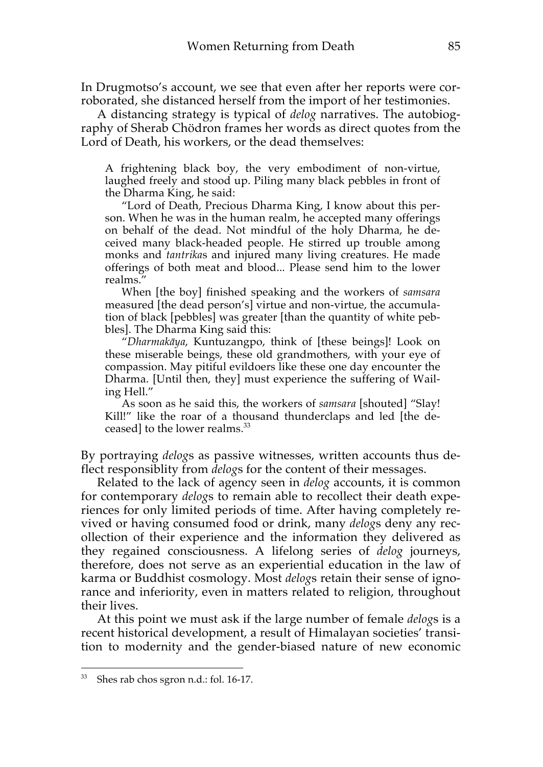In Drugmotso's account, we see that even after her reports were corroborated, she distanced herself from the import of her testimonies.

A distancing strategy is typical of *delog* narratives. The autobiography of Sherab Chödron frames her words as direct quotes from the Lord of Death, his workers, or the dead themselves:

> A frightening black boy, the very embodiment of non-virtue, laughed freely and stood up. Piling many black pebbles in front of the Dharma King, he said:
>
> "Lord of Death, Precious Dharma King, I know about this person. When he was in the human realm, he accepted many offerings on behalf of the dead. Not mindful of the holy Dharma, he deceived many black-headed people. He stirred up trouble among monks and *tantrika*s and injured many living creatures. He made offerings of both meat and blood... Please send him to the lower realms."
>
> When [the boy] finished speaking and the workers of *samsara* measured [the dead person's] virtue and non-virtue, the accumulation of black [pebbles] was greater [than the quantity of white pebbles]. The Dharma King said this:
>
> "*Dharmakāya*, Kuntuzangpo, think of [these beings]! Look on these miserable beings, these old grandmothers, with your eye of compassion. May pitiful evildoers like these one day encounter the Dharma. [Until then, they] must experience the suffering of Wailing Hell."
>
> As soon as he said this, the workers of *samsara* [shouted] "Slay! Kill!" like the roar of a thousand thunderclaps and led [the deceased] to the lower realms.[33]

By portraying *delog*s as passive witnesses, written accounts thus deflect responsiblity from *delog*s for the content of their messages.

Related to the lack of agency seen in *delog* accounts, it is common for contemporary *delog*s to remain able to recollect their death experiences for only limited periods of time. After having completely revived or having consumed food or drink, many *delog*s deny any recollection of their experience and the information they delivered as they regained consciousness. A lifelong series of *delog* journeys, therefore, does not serve as an experiential education in the law of karma or Buddhist cosmology. Most *delog*s retain their sense of ignorance and inferiority, even in matters related to religion, throughout their lives.

At this point we must ask if the large number of female *delog*s is a recent historical development, a result of Himalayan societies' transition to modernity and the gender-biased nature of new economic

---

[33] Shes rab chos sgron n.d.: fol. 16-17.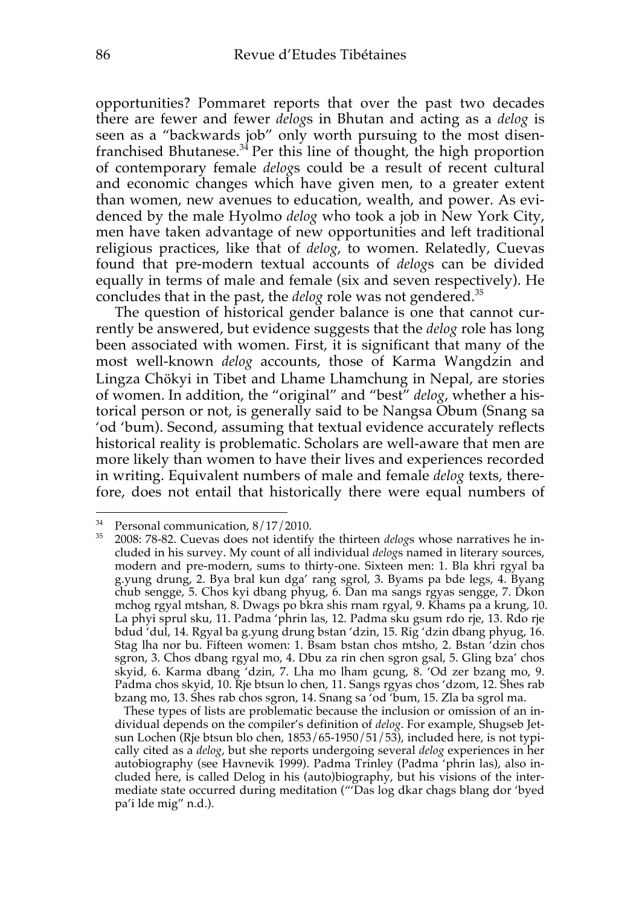opportunities? Pommaret reports that over the past two decades there are fewer and fewer *delog*s in Bhutan and acting as a *delog* is seen as a "backwards job" only worth pursuing to the most disenfranchised Bhutanese.[34] Per this line of thought, the high proportion of contemporary female *delog*s could be a result of recent cultural and economic changes which have given men, to a greater extent than women, new avenues to education, wealth, and power. As evidenced by the male Hyolmo *delog* who took a job in New York City, men have taken advantage of new opportunities and left traditional religious practices, like that of *delog*, to women. Relatedly, Cuevas found that pre-modern textual accounts of *delog*s can be divided equally in terms of male and female (six and seven respectively). He concludes that in the past, the *delog* role was not gendered.[35]

The question of historical gender balance is one that cannot currently be answered, but evidence suggests that the *delog* role has long been associated with women. First, it is significant that many of the most well-known *delog* accounts, those of Karma Wangdzin and Lingza Chökyi in Tibet and Lhame Lhamchung in Nepal, are stories of women. In addition, the "original" and "best" *delog*, whether a historical person or not, is generally said to be Nangsa Obum (Snang sa 'od 'bum). Second, assuming that textual evidence accurately reflects historical reality is problematic. Scholars are well-aware that men are more likely than women to have their lives and experiences recorded in writing. Equivalent numbers of male and female *delog* texts, therefore, does not entail that historically there were equal numbers of

---

[34] Personal communication, 8/17/2010.

[35] 2008: 78-82. Cuevas does not identify the thirteen *delog*s whose narratives he included in his survey. My count of all individual *delog*s named in literary sources, modern and pre-modern, sums to thirty-one. Sixteen men: 1. Bla khri rgyal ba g.yung drung, 2. Bya bral kun dga' rang sgrol, 3. Byams pa bde legs, 4. Byang chub sengge, 5. Chos kyi dbang phyug, 6. Dan ma sangs rgyas sengge, 7. Dkon mchog rgyal mtshan, 8. Dwags po bkra shis rnam rgyal, 9. Khams pa a krung, 10. La phyi sprul sku, 11. Padma 'phrin las, 12. Padma sku gsum rdo rje, 13. Rdo rje bdud 'dul, 14. Rgyal ba g.yung drung bstan 'dzin, 15. Rig 'dzin dbang phyug, 16. Stag lha nor bu. Fifteen women: 1. Bsam bstan chos mtsho, 2. Bstan 'dzin chos sgron, 3. Chos dbang rgyal mo, 4. Dbu za rin chen sgron gsal, 5. Gling bza' chos skyid, 6. Karma dbang 'dzin, 7. Lha mo lham gcung, 8. 'Od zer bzang mo, 9. Padma chos skyid, 10. Rje btsun lo chen, 11. Sangs rgyas chos 'dzom, 12. Shes rab bzang mo, 13. Shes rab chos sgron, 14. Snang sa 'od 'bum, 15. Zla ba sgrol ma.

These types of lists are problematic because the inclusion or omission of an individual depends on the compiler's definition of *delog*. For example, Shugseb Jetsun Lochen (Rje btsun blo chen, 1853/65-1950/51/53), included here, is not typically cited as a *delog*, but she reports undergoing several *delog* experiences in her autobiography (see Havnevik 1999). Padma Trinley (Padma 'phrin las), also included here, is called Delog in his (auto)biography, but his visions of the intermediate state occurred during meditation ("'Das log dkar chags blang dor 'byed pa'i lde mig" n.d.).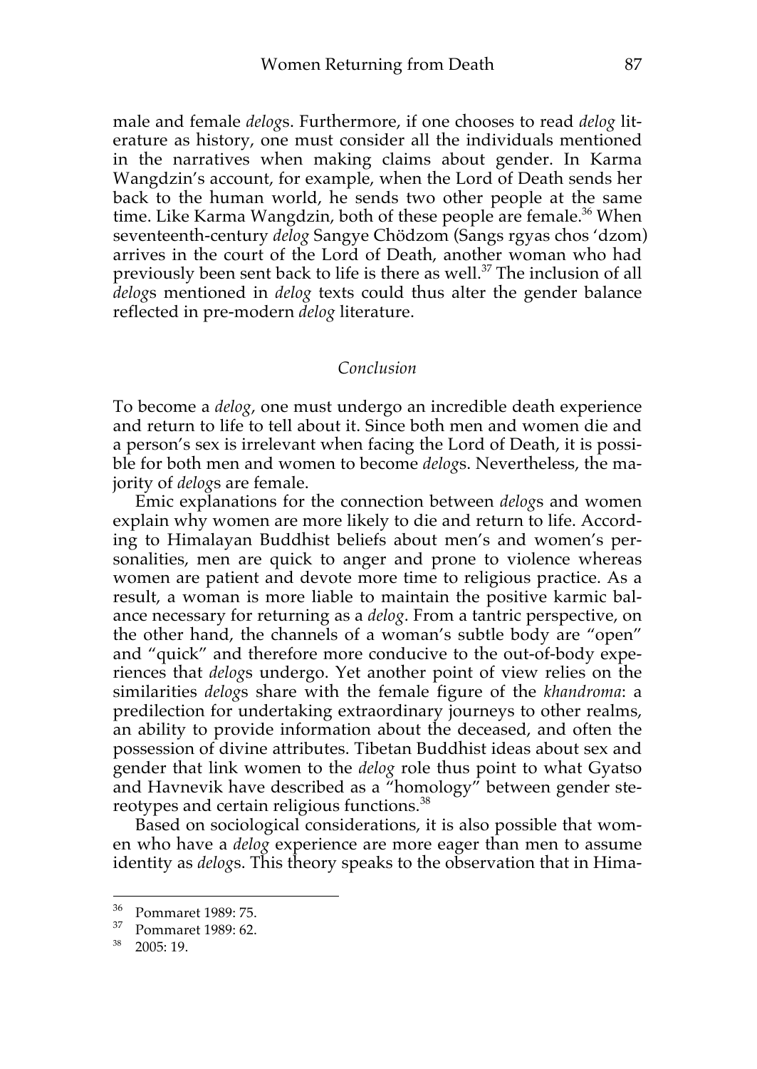male and female *delog*s. Furthermore, if one chooses to read *delog* literature as history, one must consider all the individuals mentioned in the narratives when making claims about gender. In Karma Wangdzin's account, for example, when the Lord of Death sends her back to the human world, he sends two other people at the same time. Like Karma Wangdzin, both of these people are female.[36] When seventeenth-century *delog* Sangye Chödzom (Sangs rgyas chos 'dzom) arrives in the court of the Lord of Death, another woman who had previously been sent back to life is there as well.[37] The inclusion of all *delog*s mentioned in *delog* texts could thus alter the gender balance reflected in pre-modern *delog* literature.

## *Conclusion*

To become a *delog*, one must undergo an incredible death experience and return to life to tell about it. Since both men and women die and a person's sex is irrelevant when facing the Lord of Death, it is possible for both men and women to become *delog*s. Nevertheless, the majority of *delog*s are female.

Emic explanations for the connection between *delog*s and women explain why women are more likely to die and return to life. According to Himalayan Buddhist beliefs about men's and women's personalities, men are quick to anger and prone to violence whereas women are patient and devote more time to religious practice. As a result, a woman is more liable to maintain the positive karmic balance necessary for returning as a *delog*. From a tantric perspective, on the other hand, the channels of a woman's subtle body are "open" and "quick" and therefore more conducive to the out-of-body experiences that *delog*s undergo. Yet another point of view relies on the similarities *delog*s share with the female figure of the *khandroma*: a predilection for undertaking extraordinary journeys to other realms, an ability to provide information about the deceased, and often the possession of divine attributes. Tibetan Buddhist ideas about sex and gender that link women to the *delog* role thus point to what Gyatso and Havnevik have described as a "homology" between gender stereotypes and certain religious functions.[38]

Based on sociological considerations, it is also possible that women who have a *delog* experience are more eager than men to assume identity as *delog*s. This theory speaks to the observation that in Hima-

---

[36] Pommaret 1989: 75.

[37] Pommaret 1989: 62.

[38] 2005: 19.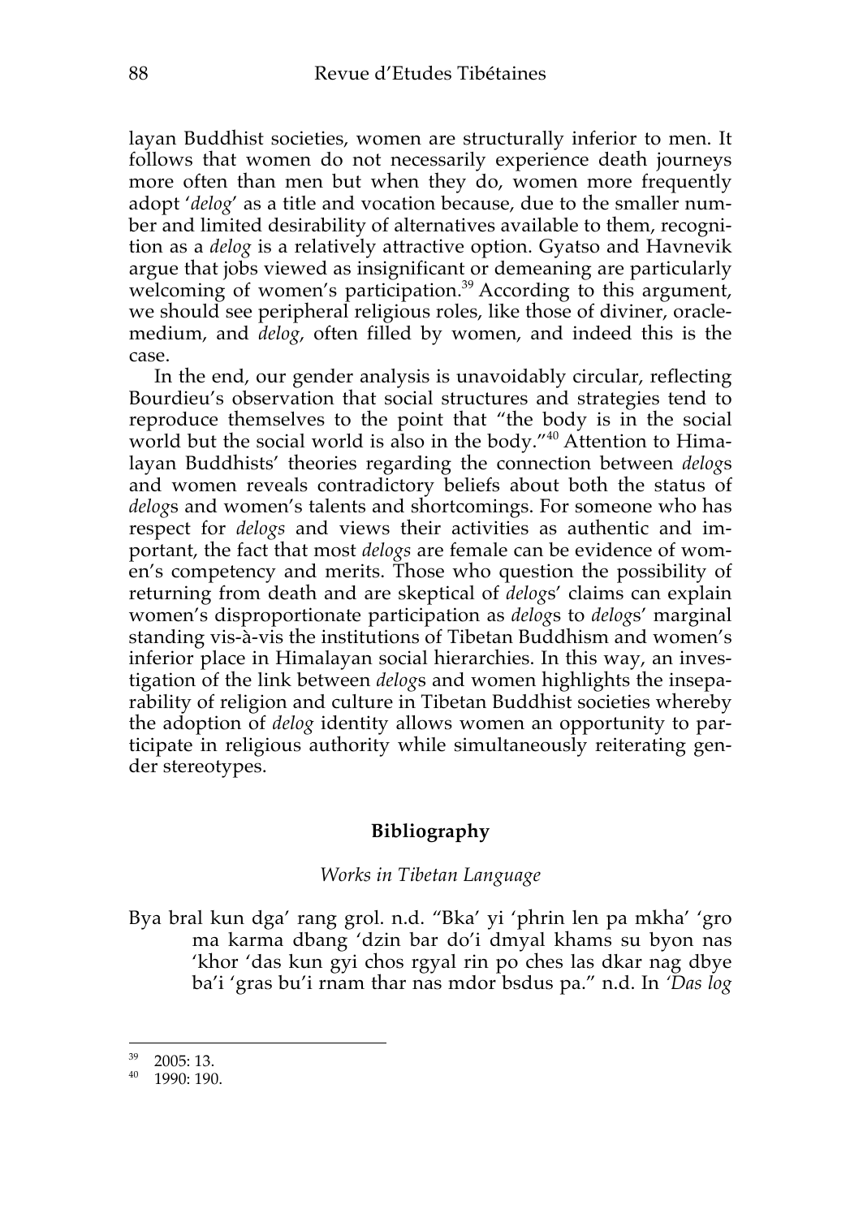layan Buddhist societies, women are structurally inferior to men. It follows that women do not necessarily experience death journeys more often than men but when they do, women more frequently adopt '*delog*' as a title and vocation because, due to the smaller number and limited desirability of alternatives available to them, recognition as a *delog* is a relatively attractive option. Gyatso and Havnevik argue that jobs viewed as insignificant or demeaning are particularly welcoming of women's participation.[39] According to this argument, we should see peripheral religious roles, like those of diviner, oracle-medium, and *delog*, often filled by women, and indeed this is the case.

In the end, our gender analysis is unavoidably circular, reflecting Bourdieu's observation that social structures and strategies tend to reproduce themselves to the point that "the body is in the social world but the social world is also in the body."[40] Attention to Himalayan Buddhists' theories regarding the connection between *delog*s and women reveals contradictory beliefs about both the status of *delog*s and women's talents and shortcomings. For someone who has respect for *delogs* and views their activities as authentic and important, the fact that most *delogs* are female can be evidence of women's competency and merits. Those who question the possibility of returning from death and are skeptical of *delog*s' claims can explain women's disproportionate participation as *delog*s to *delog*s' marginal standing vis-à-vis the institutions of Tibetan Buddhism and women's inferior place in Himalayan social hierarchies. In this way, an investigation of the link between *delog*s and women highlights the inseparability of religion and culture in Tibetan Buddhist societies whereby the adoption of *delog* identity allows women an opportunity to participate in religious authority while simultaneously reiterating gender stereotypes.

## Bibliography

### *Works in Tibetan Language*

Bya bral kun dga' rang grol. n.d. "Bka' yi 'phrin len pa mkha' 'gro ma karma dbang 'dzin bar do'i dmyal khams su byon nas 'khor 'das kun gyi chos rgyal rin po ches las dkar nag dbye ba'i 'gras bu'i rnam thar nas mdor bsdus pa." n.d. In *'Das log*

---

[39] 2005: 13.

[40] 1990: 190.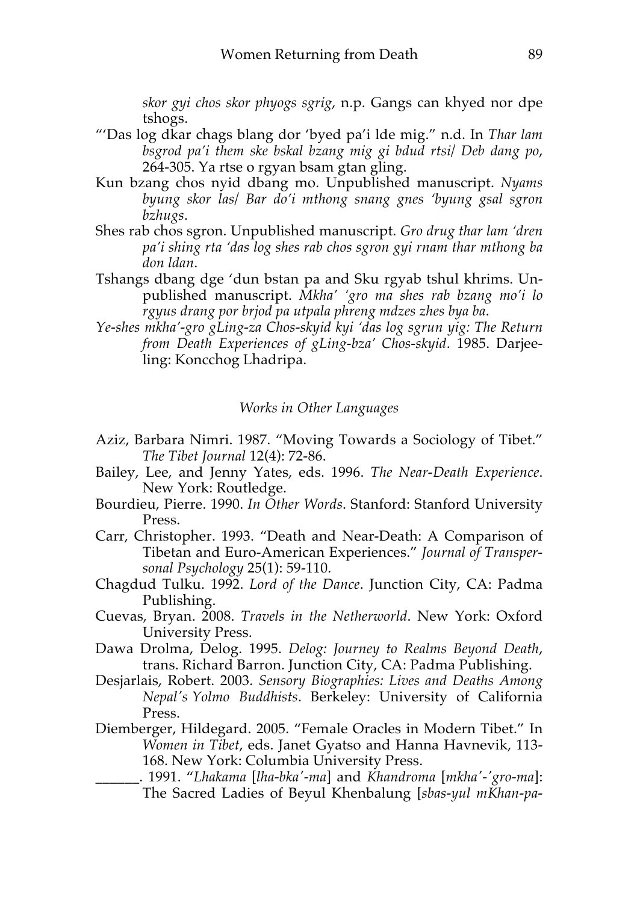*skor gyi chos skor phyogs sgrig*, n.p. Gangs can khyed nor dpe tshogs.

"'Das log dkar chags blang dor 'byed pa'i lde mig." n.d. In *Thar lam bsgrod pa'i them ske bskal bzang mig gi bdud rtsi/ Deb dang po*, 264-305. Ya rtse o rgyan bsam gtan gling.

Kun bzang chos nyid dbang mo. Unpublished manuscript. *Nyams byung skor las/ Bar do'i mthong snang gnes 'byung gsal sgron bzhugs*.

Shes rab chos sgron. Unpublished manuscript. *Gro drug thar lam 'dren pa'i shing rta 'das log shes rab chos sgron gyi rnam thar mthong ba don ldan*.

Tshangs dbang dge 'dun bstan pa and Sku rgyab tshul khrims. Unpublished manuscript. *Mkha' 'gro ma shes rab bzang mo'i lo rgyus drang por brjod pa utpala phreng mdzes zhes bya ba*.

*Ye-shes mkha'-gro gLing-za Chos-skyid kyi 'das log sgrun yig: The Return from Death Experiences of gLing-bza' Chos-skyid*. 1985. Darjeeling: Koncchog Lhadripa.

### *Works in Other Languages*

Aziz, Barbara Nimri. 1987. "Moving Towards a Sociology of Tibet." *The Tibet Journal* 12(4): 72-86.

Bailey, Lee, and Jenny Yates, eds. 1996. *The Near-Death Experience*. New York: Routledge.

Bourdieu, Pierre. 1990. *In Other Words*. Stanford: Stanford University Press.

Carr, Christopher. 1993. "Death and Near-Death: A Comparison of Tibetan and Euro-American Experiences." *Journal of Transpersonal Psychology* 25(1): 59-110.

Chagdud Tulku. 1992. *Lord of the Dance*. Junction City, CA: Padma Publishing.

Cuevas, Bryan. 2008. *Travels in the Netherworld*. New York: Oxford University Press.

Dawa Drolma, Delog. 1995. *Delog: Journey to Realms Beyond Death*, trans. Richard Barron. Junction City, CA: Padma Publishing.

Desjarlais, Robert. 2003. *Sensory Biographies: Lives and Deaths Among Nepal's Yolmo Buddhists*. Berkeley: University of California Press.

Diemberger, Hildegard. 2005. "Female Oracles in Modern Tibet." In *Women in Tibet*, eds. Janet Gyatso and Hanna Havnevik, 113-168. New York: Columbia University Press.

______. 1991. "*Lhakama* [*lha-bka'-ma*] and *Khandroma* [*mkha'-'gro-ma*]: The Sacred Ladies of Beyul Khenbalung [*sbas-yul mKhan-pa-*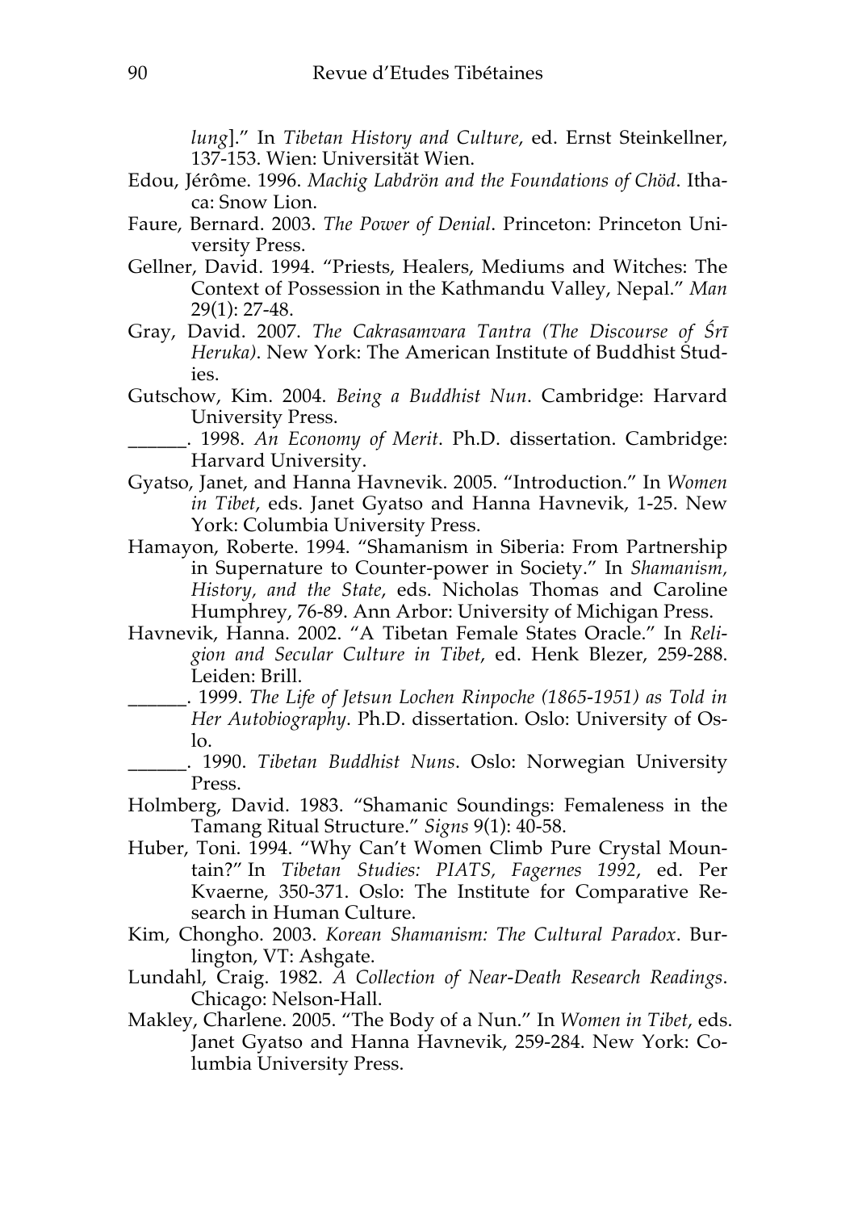*lung*]." In *Tibetan History and Culture*, ed. Ernst Steinkellner, 137-153. Wien: Universität Wien.

Edou, Jérôme. 1996. *Machig Labdrön and the Foundations of Chöd*. Ithaca: Snow Lion.

Faure, Bernard. 2003. *The Power of Denial*. Princeton: Princeton University Press.

Gellner, David. 1994. "Priests, Healers, Mediums and Witches: The Context of Possession in the Kathmandu Valley, Nepal." *Man* 29(1): 27-48.

Gray, David. 2007. *The Cakrasamvara Tantra (The Discourse of Śrī Heruka)*. New York: The American Institute of Buddhist Studies.

Gutschow, Kim. 2004. *Being a Buddhist Nun*. Cambridge: Harvard University Press.

______. 1998. *An Economy of Merit*. Ph.D. dissertation. Cambridge: Harvard University.

Gyatso, Janet, and Hanna Havnevik. 2005. "Introduction." In *Women in Tibet*, eds. Janet Gyatso and Hanna Havnevik, 1-25. New York: Columbia University Press.

Hamayon, Roberte. 1994. "Shamanism in Siberia: From Partnership in Supernature to Counter-power in Society." In *Shamanism, History, and the State*, eds. Nicholas Thomas and Caroline Humphrey, 76-89. Ann Arbor: University of Michigan Press.

Havnevik, Hanna. 2002. "A Tibetan Female States Oracle." In *Religion and Secular Culture in Tibet*, ed. Henk Blezer, 259-288. Leiden: Brill.

______. 1999. *The Life of Jetsun Lochen Rinpoche (1865-1951) as Told in Her Autobiography*. Ph.D. dissertation. Oslo: University of Oslo.

______. 1990. *Tibetan Buddhist Nuns*. Oslo: Norwegian University Press.

Holmberg, David. 1983. "Shamanic Soundings: Femaleness in the Tamang Ritual Structure." *Signs* 9(1): 40-58.

Huber, Toni. 1994. "Why Can't Women Climb Pure Crystal Mountain?" In *Tibetan Studies: PIATS, Fagernes 1992*, ed. Per Kvaerne, 350-371. Oslo: The Institute for Comparative Research in Human Culture.

Kim, Chongho. 2003. *Korean Shamanism: The Cultural Paradox*. Burlington, VT: Ashgate.

Lundahl, Craig. 1982. *A Collection of Near-Death Research Readings*. Chicago: Nelson-Hall.

Makley, Charlene. 2005. "The Body of a Nun." In *Women in Tibet*, eds. Janet Gyatso and Hanna Havnevik, 259-284. New York: Columbia University Press.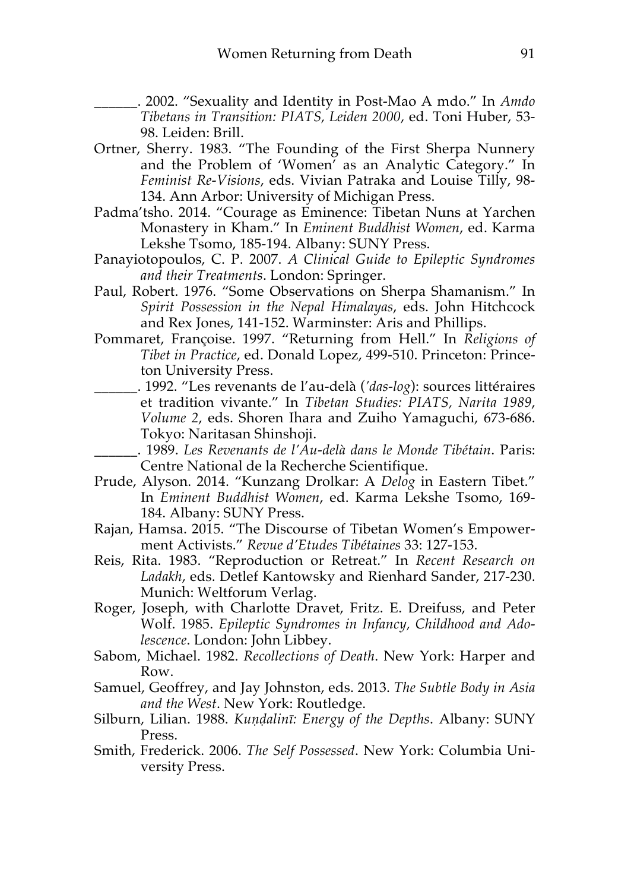\_\_\_\_\_\_. 2002. "Sexuality and Identity in Post-Mao A mdo." In *Amdo Tibetans in Transition: PIATS, Leiden 2000*, ed. Toni Huber, 53-98. Leiden: Brill.

Ortner, Sherry. 1983. "The Founding of the First Sherpa Nunnery and the Problem of 'Women' as an Analytic Category." In *Feminist Re-Visions*, eds. Vivian Patraka and Louise Tilly, 98-134. Ann Arbor: University of Michigan Press.

Padma'tsho. 2014. "Courage as Eminence: Tibetan Nuns at Yarchen Monastery in Kham." In *Eminent Buddhist Women*, ed. Karma Lekshe Tsomo, 185-194. Albany: SUNY Press.

Panayiotopoulos, C. P. 2007. *A Clinical Guide to Epileptic Syndromes and their Treatments*. London: Springer.

Paul, Robert. 1976. "Some Observations on Sherpa Shamanism." In *Spirit Possession in the Nepal Himalayas*, eds. John Hitchcock and Rex Jones, 141-152. Warminster: Aris and Phillips.

Pommaret, Françoise. 1997. "Returning from Hell." In *Religions of Tibet in Practice*, ed. Donald Lopez, 499-510. Princeton: Princeton University Press.

\_\_\_\_\_\_. 1992. "Les revenants de l'au-delà (*'das-log*): sources littéraires et tradition vivante." In *Tibetan Studies: PIATS, Narita 1989, Volume 2*, eds. Shoren Ihara and Zuiho Yamaguchi, 673-686. Tokyo: Naritasan Shinshoji.

\_\_\_\_\_\_. 1989. *Les Revenants de l'Au-delà dans le Monde Tibétain*. Paris: Centre National de la Recherche Scientifique.

Prude, Alyson. 2014. "Kunzang Drolkar: A *Delog* in Eastern Tibet." In *Eminent Buddhist Women*, ed. Karma Lekshe Tsomo, 169-184. Albany: SUNY Press.

Rajan, Hamsa. 2015. "The Discourse of Tibetan Women's Empowerment Activists." *Revue d'Etudes Tibétaines* 33: 127-153.

Reis, Rita. 1983. "Reproduction or Retreat." In *Recent Research on Ladakh*, eds. Detlef Kantowsky and Rienhard Sander, 217-230. Munich: Weltforum Verlag.

Roger, Joseph, with Charlotte Dravet, Fritz. E. Dreifuss, and Peter Wolf. 1985. *Epileptic Syndromes in Infancy, Childhood and Adolescence*. London: John Libbey.

Sabom, Michael. 1982. *Recollections of Death*. New York: Harper and Row.

Samuel, Geoffrey, and Jay Johnston, eds. 2013. *The Subtle Body in Asia and the West*. New York: Routledge.

Silburn, Lilian. 1988. *Kuṇḍalinī: Energy of the Depths*. Albany: SUNY Press.

Smith, Frederick. 2006. *The Self Possessed*. New York: Columbia University Press.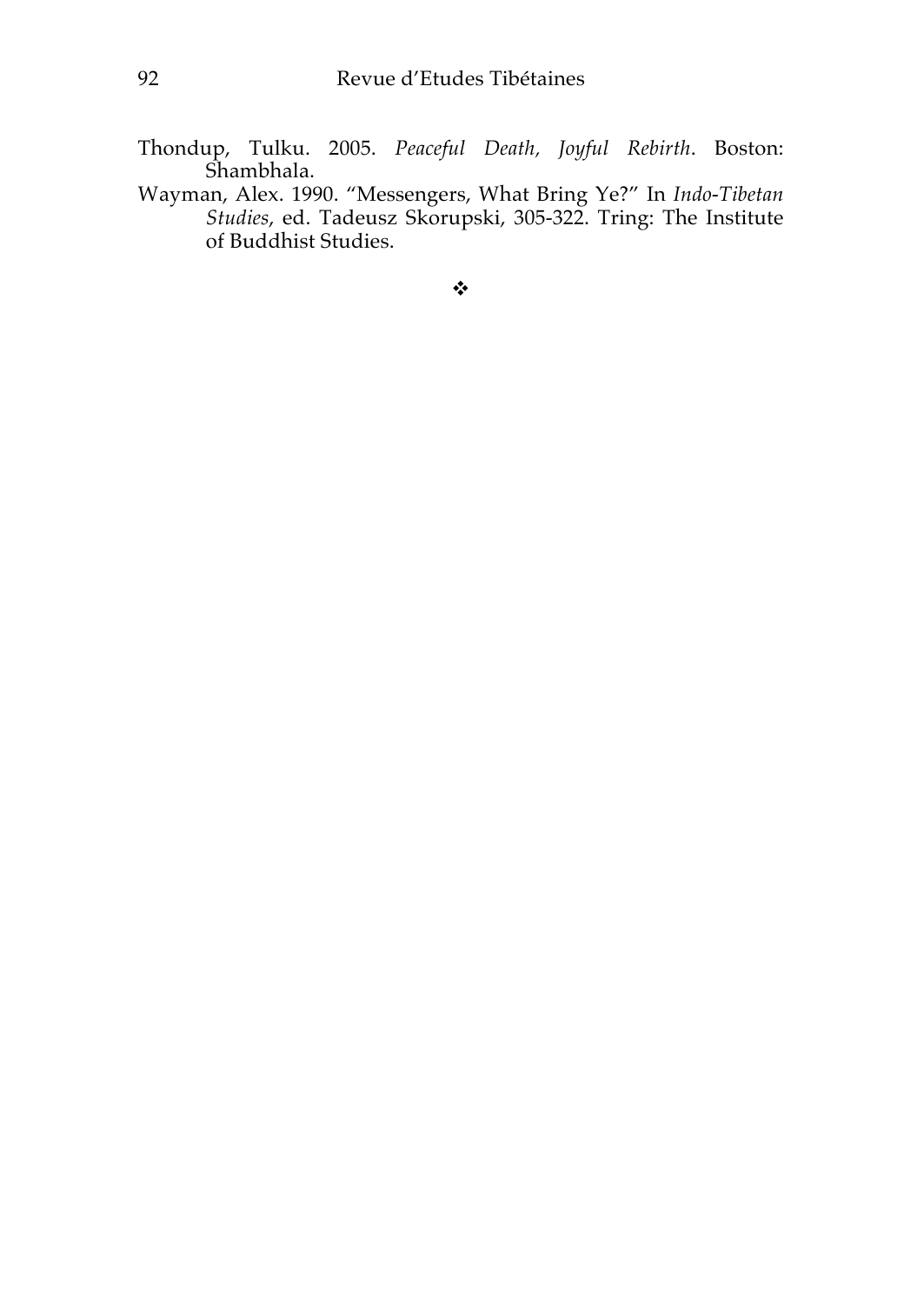Thondup, Tulku. 2005. *Peaceful Death, Joyful Rebirth*. Boston: Shambhala.

Wayman, Alex. 1990. "Messengers, What Bring Ye?" In *Indo-Tibetan Studies*, ed. Tadeusz Skorupski, 305-322. Tring: The Institute of Buddhist Studies.

❖